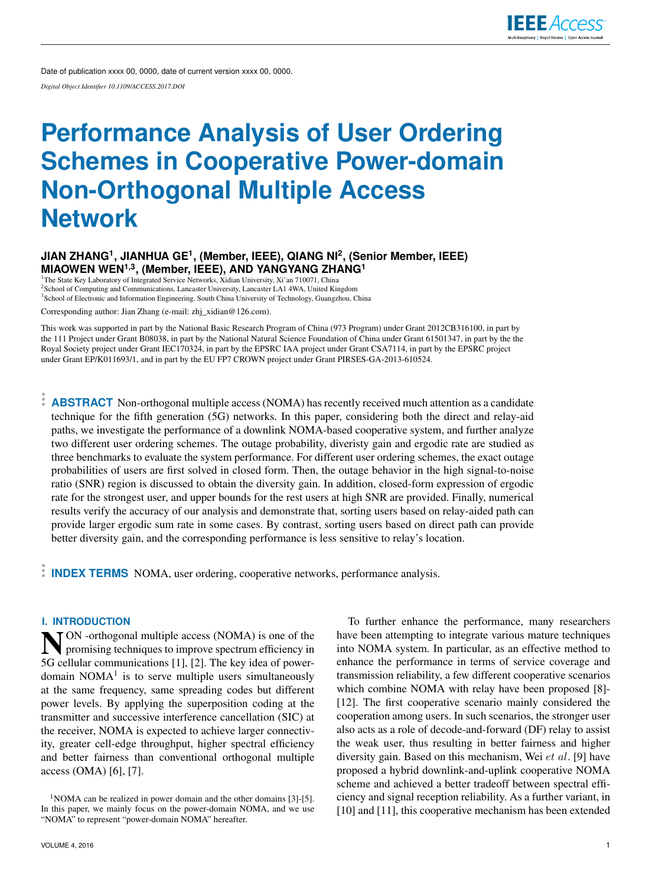Date of publication xxxx 00, 0000, date of current version xxxx 00, 0000.

*Digital Object Identifier 10.1109/ACCESS.2017.DOI*

# Performance Analysis of User Ordering Schemes in Cooperative Power-domain Non-Orthogonal Multiple Access Network

**JIAN ZHANG[1], JIANHUA GE[1], (Member, IEEE), QIANG NI[2], (Senior Member, IEEE) MIAOWEN WEN[1,3], (Member, IEEE), AND YANGYANG ZHANG[1]**

[1]The State Key Laboratory of Integrated Service Networks, Xidian University, Xi'an 710071, China
[2]School of Computing and Communications, Lancaster University, Lancaster LA1 4WA, United Kingdom
[3]School of Electronic and Information Engineering, South China University of Technology, Guangzhou, China

Corresponding author: Jian Zhang (e-mail: zhj_xidian@126.com).

This work was supported in part by the National Basic Research Program of China (973 Program) under Grant 2012CB316100, in part by the 111 Project under Grant B08038, in part by the National Natural Science Foundation of China under Grant 61501347, in part by the the Royal Society project under Grant IEC170324, in part by the EPSRC IAA project under Grant CSA7114, in part by the EPSRC project under Grant EP/K011693/1, and in part by the EU FP7 CROWN project under Grant PIRSES-GA-2013-610524.

**ABSTRACT** Non-orthogonal multiple access (NOMA) has recently received much attention as a candidate technique for the fifth generation (5G) networks. In this paper, considering both the direct and relay-aid paths, we investigate the performance of a downlink NOMA-based cooperative system, and further analyze two different user ordering schemes. The outage probability, diveristy gain and ergodic rate are studied as three benchmarks to evaluate the system performance. For different user ordering schemes, the exact outage probabilities of users are first solved in closed form. Then, the outage behavior in the high signal-to-noise ratio (SNR) region is discussed to obtain the diversity gain. In addition, closed-form expression of ergodic rate for the strongest user, and upper bounds for the rest users at high SNR are provided. Finally, numerical results verify the accuracy of our analysis and demonstrate that, sorting users based on relay-aided path can provide larger ergodic sum rate in some cases. By contrast, sorting users based on direct path can provide better diversity gain, and the corresponding performance is less sensitive to relay's location.

**INDEX TERMS** NOMA, user ordering, cooperative networks, performance analysis.

## I. INTRODUCTION

NON -orthogonal multiple access (NOMA) is one of the promising techniques to improve spectrum efficiency in 5G cellular communications [1], [2]. The key idea of power-domain NOMA[1] is to serve multiple users simultaneously at the same frequency, same spreading codes but different power levels. By applying the superposition coding at the transmitter and successive interference cancellation (SIC) at the receiver, NOMA is expected to achieve larger connectivity, greater cell-edge throughput, higher spectral efficiency and better fairness than conventional orthogonal multiple access (OMA) [6], [7].

[1]NOMA can be realized in power domain and the other domains [3]-[5]. In this paper, we mainly focus on the power-domain NOMA, and we use "NOMA" to represent "power-domain NOMA" hereafter.

To further enhance the performance, many researchers have been attempting to integrate various mature techniques into NOMA system. In particular, as an effective method to enhance the performance in terms of service coverage and transmission reliability, a few different cooperative scenarios which combine NOMA with relay have been proposed [8]-[12]. The first cooperative scenario mainly considered the cooperation among users. In such scenarios, the stronger user also acts as a role of decode-and-forward (DF) relay to assist the weak user, thus resulting in better fairness and higher diversity gain. Based on this mechanism, Wei $et\ al.$ [9] have proposed a hybrid downlink-and-uplink cooperative NOMA scheme and achieved a better tradeoff between spectral efficiency and signal reception reliability. As a further variant, in [10] and [11], this cooperative mechanism has been extended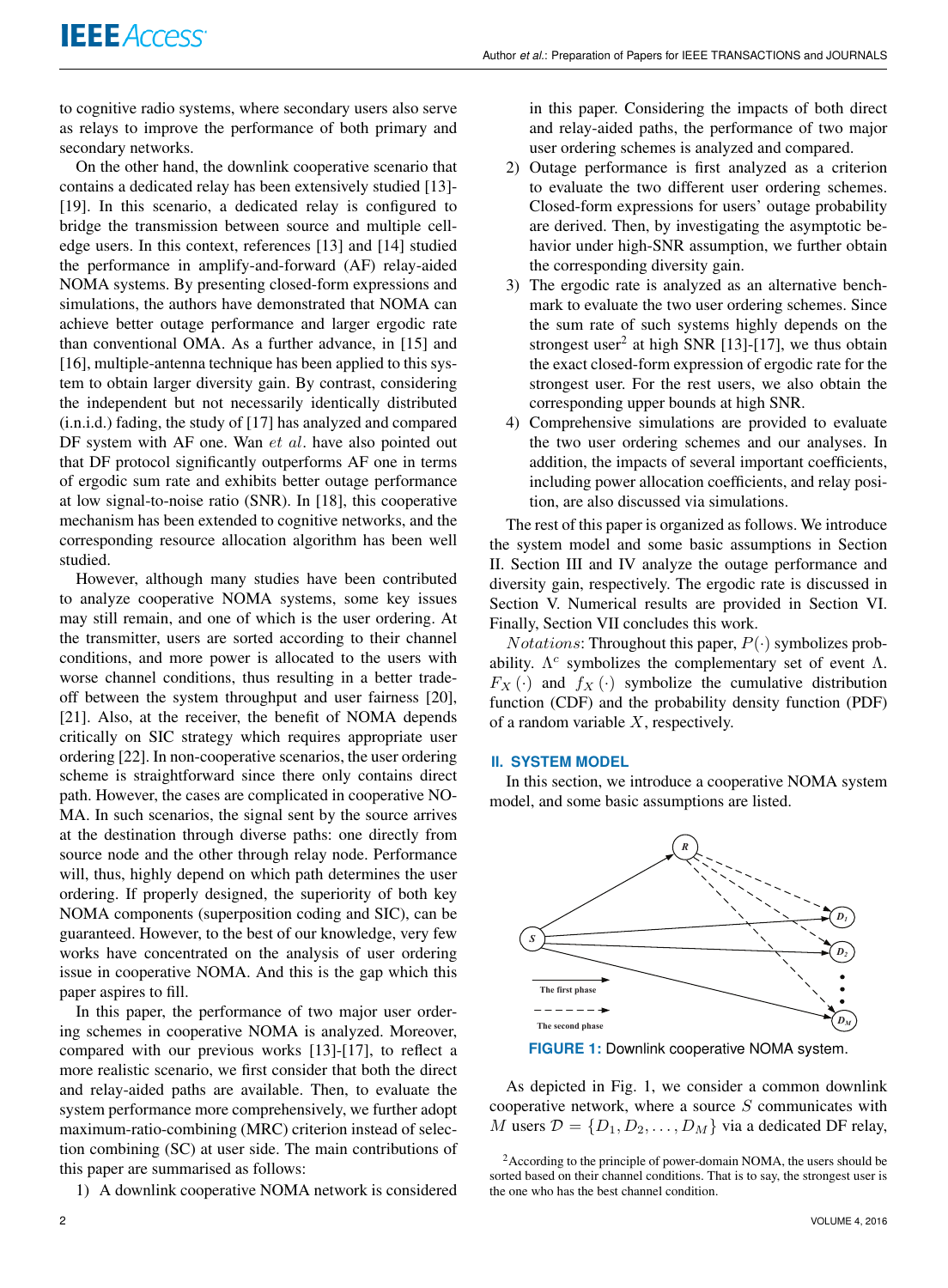to cognitive radio systems, where secondary users also serve as relays to improve the performance of both primary and secondary networks.

On the other hand, the downlink cooperative scenario that contains a dedicated relay has been extensively studied [13]-[19]. In this scenario, a dedicated relay is configured to bridge the transmission between source and multiple cell-edge users. In this context, references [13] and [14] studied the performance in amplify-and-forward (AF) relay-aided NOMA systems. By presenting closed-form expressions and simulations, the authors have demonstrated that NOMA can achieve better outage performance and larger ergodic rate than conventional OMA. As a further advance, in [15] and [16], multiple-antenna technique has been applied to this system to obtain larger diversity gain. By contrast, considering the independent but not necessarily identically distributed (i.n.i.d.) fading, the study of [17] has analyzed and compared DF system with AF one. Wan *et al.* have also pointed out that DF protocol significantly outperforms AF one in terms of ergodic sum rate and exhibits better outage performance at low signal-to-noise ratio (SNR). In [18], this cooperative mechanism has been extended to cognitive networks, and the corresponding resource allocation algorithm has been well studied.

However, although many studies have been contributed to analyze cooperative NOMA systems, some key issues may still remain, and one of which is the user ordering. At the transmitter, users are sorted according to their channel conditions, and more power is allocated to the users with worse channel conditions, thus resulting in a better trade-off between the system throughput and user fairness [20], [21]. Also, at the receiver, the benefit of NOMA depends critically on SIC strategy which requires appropriate user ordering [22]. In non-cooperative scenarios, the user ordering scheme is straightforward since there only contains direct path. However, the cases are complicated in cooperative NOMA. In such scenarios, the signal sent by the source arrives at the destination through diverse paths: one directly from source node and the other through relay node. Performance will, thus, highly depend on which path determines the user ordering. If properly designed, the superiority of both key NOMA components (superposition coding and SIC), can be guaranteed. However, to the best of our knowledge, very few works have concentrated on the analysis of user ordering issue in cooperative NOMA. And this is the gap which this paper aspires to fill.

In this paper, the performance of two major user ordering schemes in cooperative NOMA is analyzed. Moreover, compared with our previous works [13]-[17], to reflect a more realistic scenario, we first consider that both the direct and relay-aided paths are available. Then, to evaluate the system performance more comprehensively, we further adopt maximum-ratio-combining (MRC) criterion instead of selection combining (SC) at user side. The main contributions of this paper are summarised as follows:

1) A downlink cooperative NOMA network is considered in this paper. Considering the impacts of both direct and relay-aided paths, the performance of two major user ordering schemes is analyzed and compared.
2) Outage performance is first analyzed as a criterion to evaluate the two different user ordering schemes. Closed-form expressions for users' outage probability are derived. Then, by investigating the asymptotic behavior under high-SNR assumption, we further obtain the corresponding diversity gain.
3) The ergodic rate is analyzed as an alternative benchmark to evaluate the two user ordering schemes. Since the sum rate of such systems highly depends on the strongest user[2] at high SNR [13]-[17], we thus obtain the exact closed-form expression of ergodic rate for the strongest user. For the rest users, we also obtain the corresponding upper bounds at high SNR.
4) Comprehensive simulations are provided to evaluate the two user ordering schemes and our analyses. In addition, the impacts of several important coefficients, including power allocation coefficients, and relay position, are also discussed via simulations.

The rest of this paper is organized as follows. We introduce the system model and some basic assumptions in Section II. Section III and IV analyze the outage performance and diversity gain, respectively. The ergodic rate is discussed in Section V. Numerical results are provided in Section VI. Finally, Section VII concludes this work.

*Notations*: Throughout this paper, $P(\cdot)$ symbolizes probability. $\Lambda^c$ symbolizes the complementary set of event $\Lambda$. $F_X(\cdot)$ and $f_X(\cdot)$ symbolize the cumulative distribution function (CDF) and the probability density function (PDF) of a random variable $X$, respectively.

## II. SYSTEM MODEL

In this section, we introduce a cooperative NOMA system model, and some basic assumptions are listed.

R
S
$D_1$
$D_2$
$D_M$
The first phase
The second phase

**FIGURE 1:** Downlink cooperative NOMA system.

As depicted in Fig. 1, we consider a common downlink cooperative network, where a source $S$ communicates with $M$ users $\mathcal{D} = \{D_1, D_2, \ldots, D_M\}$ via a dedicated DF relay,

[2]According to the principle of power-domain NOMA, the users should be sorted based on their channel conditions. That is to say, the strongest user is the one who has the best channel condition.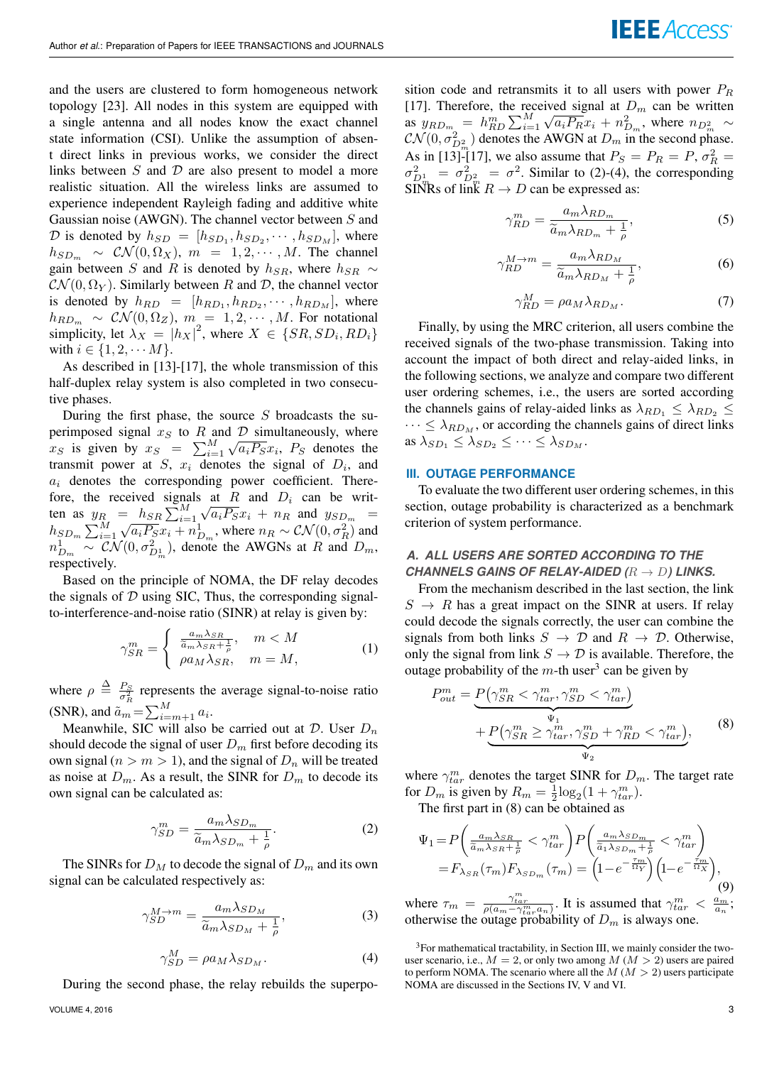and the users are clustered to form homogeneous network topology [23]. All nodes in this system are equipped with a single antenna and all nodes know the exact channel state information (CSI). Unlike the assumption of absent direct links in previous works, we consider the direct links between $S$ and $\mathcal{D}$ are also present to model a more realistic situation. All the wireless links are assumed to experience independent Rayleigh fading and additive white Gaussian noise (AWGN). The channel vector between $S$ and $\mathcal{D}$ is denoted by $h_{SD} = [h_{SD_1}, h_{SD_2}, \cdots, h_{SD_M}]$, where $h_{SD_m} \sim \mathcal{CN}(0, \Omega_X)$, $m = 1, 2, \cdots, M$. The channel gain between $S$ and $R$ is denoted by $h_{SR}$, where $h_{SR} \sim \mathcal{CN}(0, \Omega_Y)$. Similarly between $R$ and $\mathcal{D}$, the channel vector is denoted by $h_{RD} = [h_{RD_1}, h_{RD_2}, \cdots, h_{RD_M}]$, where $h_{RD_m} \sim \mathcal{CN}(0, \Omega_Z)$, $m = 1, 2, \cdots, M$. For notational simplicity, let $\lambda_X = |h_X|^2$, where $X \in \{SR, SD_i, RD_i\}$ with $i \in \{1, 2, \cdots M\}$.

As described in [13]-[17], the whole transmission of this half-duplex relay system is also completed in two consecutive phases.

During the first phase, the source $S$ broadcasts the superimposed signal $x_S$ to $R$ and $\mathcal{D}$ simultaneously, where $x_S$ is given by $x_S = \sum_{i=1}^{M} \sqrt{a_i P_S} x_i$, $P_S$ denotes the transmit power at $S$, $x_i$ denotes the signal of $D_i$, and $a_i$ denotes the corresponding power coefficient. Therefore, the received signals at $R$ and $D_i$ can be written as $y_R = h_{SR} \sum_{i=1}^{M} \sqrt{a_i P_S} x_i + n_R$ and $y_{SD_m} = h_{SD_m} \sum_{i=1}^{M} \sqrt{a_i P_S} x_i + n^1_{D_m}$, where $n_R \sim \mathcal{CN}(0, \sigma_R^2)$ and $n^1_{D_m} \sim \mathcal{CN}(0, \sigma^2_{D^1_m})$, denote the AWGNs at $R$ and $D_m$, respectively.

Based on the principle of NOMA, the DF relay decodes the signals of $\mathcal{D}$ using SIC, Thus, the corresponding signal-to-interference-and-noise ratio (SINR) at relay is given by:

$$\gamma_{SR}^m = \begin{cases} \frac{a_m \lambda_{SR}}{\tilde{a}_m \lambda_{SR} + \frac{1}{\rho}}, & m < M \\ \rho a_M \lambda_{SR}, & m = M, \end{cases} \tag{1}$$

where $\rho \triangleq \frac{P_S}{\sigma_R^2}$ represents the average signal-to-noise ratio (SNR), and $\tilde{a}_m = \sum_{i=m+1}^{M} a_i$.

Meanwhile, SIC will also be carried out at $\mathcal{D}$. User $D_n$ should decode the signal of user $D_m$ first before decoding its own signal ($n > m > 1$), and the signal of $D_n$ will be treated as noise at $D_m$. As a result, the SINR for $D_m$ to decode its own signal can be calculated as:

$$\gamma_{SD}^m = \frac{a_m \lambda_{SD_m}}{\tilde{a}_m \lambda_{SD_m} + \frac{1}{\rho}}. \tag{2}$$

The SINRs for $D_M$ to decode the signal of $D_m$ and its own signal can be calculated respectively as:

$$\gamma_{SD}^{M \to m} = \frac{a_m \lambda_{SD_M}}{\tilde{a}_m \lambda_{SD_M} + \frac{1}{\rho}}, \tag{3}$$

$$\gamma_{SD}^M = \rho a_M \lambda_{SD_M}. \tag{4}$$

During the second phase, the relay rebuilds the superposition code and retransmits it to all users with power $P_R$ [17]. Therefore, the received signal at $D_m$ can be written as $y_{RD_m} = h_{RD}^m \sum_{i=1}^{M} \sqrt{a_i P_R} x_i + n^2_{D_m}$, where $n_{D^2_m} \sim \mathcal{CN}(0, \sigma^2_{D^2_m})$ denotes the AWGN at $D_m$ in the second phase. As in [13]-[17], we also assume that $P_S = P_R = P$, $\sigma_R^2 = \sigma^2_{D^1_m} = \sigma^2_{D^2_m} = \sigma^2$. Similar to (2)-(4), the corresponding SINRs of link $R \to D$ can be expressed as:

$$\gamma_{RD}^m = \frac{a_m \lambda_{RD_m}}{\tilde{a}_m \lambda_{RD_m} + \frac{1}{\rho}}, \tag{5}$$

$$\gamma_{RD}^{M \to m} = \frac{a_m \lambda_{RD_M}}{\tilde{a}_m \lambda_{RD_M} + \frac{1}{\rho}}, \tag{6}$$

$$\gamma_{RD}^M = \rho a_M \lambda_{RD_M}. \tag{7}$$

Finally, by using the MRC criterion, all users combine the received signals of the two-phase transmission. Taking into account the impact of both direct and relay-aided links, in the following sections, we analyze and compare two different user ordering schemes, i.e., the users are sorted according the channels gains of relay-aided links as $\lambda_{RD_1} \le \lambda_{RD_2} \le \cdots \le \lambda_{RD_M}$, or according the channels gains of direct links as $\lambda_{SD_1} \le \lambda_{SD_2} \le \cdots \le \lambda_{SD_M}$.

## III. OUTAGE PERFORMANCE

To evaluate the two different user ordering schemes, in this section, outage probability is characterized as a benchmark criterion of system performance.

### A. ALL USERS ARE SORTED ACCORDING TO THE CHANNELS GAINS OF RELAY-AIDED ($R \to D$) LINKS.

From the mechanism described in the last section, the link $S \to R$ has a great impact on the SINR at users. If relay could decode the signals correctly, the user can combine the signals from both links $S \to \mathcal{D}$ and $R \to \mathcal{D}$. Otherwise, only the signal from link $S \to \mathcal{D}$ is available. Therefore, the outage probability of the $m$-th user[3] can be given by

$$\begin{aligned} P_{out}^m = & \underbrace{P\left(\gamma_{SR}^m < \gamma_{tar}^m, \gamma_{SD}^m < \gamma_{tar}^m\right)}_{\Psi_1} \\ & + \underbrace{P\left(\gamma_{SR}^m \ge \gamma_{tar}^m, \gamma_{SD}^m + \gamma_{RD}^m < \gamma_{tar}^m\right)}_{\Psi_2}, \end{aligned} \tag{8}$$

where $\gamma_{tar}^m$ denotes the target SINR for $D_m$. The target rate for $D_m$ is given by $R_m = \frac{1}{2}\log_2(1 + \gamma_{tar}^m)$.

The first part in (8) can be obtained as

$$\begin{aligned} \Psi_1 = & P\left(\frac{a_m \lambda_{SR}}{\tilde{a}_m \lambda_{SR} + \frac{1}{\rho}} < \gamma_{tar}^m\right) P\left(\frac{a_m \lambda_{SD_m}}{\tilde{a}_1 \lambda_{SD_m} + \frac{1}{\rho}} < \gamma_{tar}^m\right) \\ = & F_{\lambda_{SR}}(\tau_m) F_{\lambda_{SD_m}}(\tau_m) = \left(1 - e^{-\frac{\tau_m}{\Omega_Y}}\right)\left(1 - e^{-\frac{\tau_m}{\Omega_X}}\right), \end{aligned} \tag{9}$$

where $\tau_m = \frac{\gamma_{tar}^m}{\rho(a_m - \gamma_{tar}^m a_n)}$. It is assumed that $\gamma_{tar}^m < \frac{a_m}{a_n}$; otherwise the outage probability of $D_m$ is always one.

[3] For mathematical tractability, in Section III, we mainly consider the two-user scenario, i.e., $M = 2$, or only two among $M$ ($M > 2$) users are paired to perform NOMA. The scenario where all the $M$ ($M > 2$) users participate NOMA are discussed in the Sections IV, V and VI.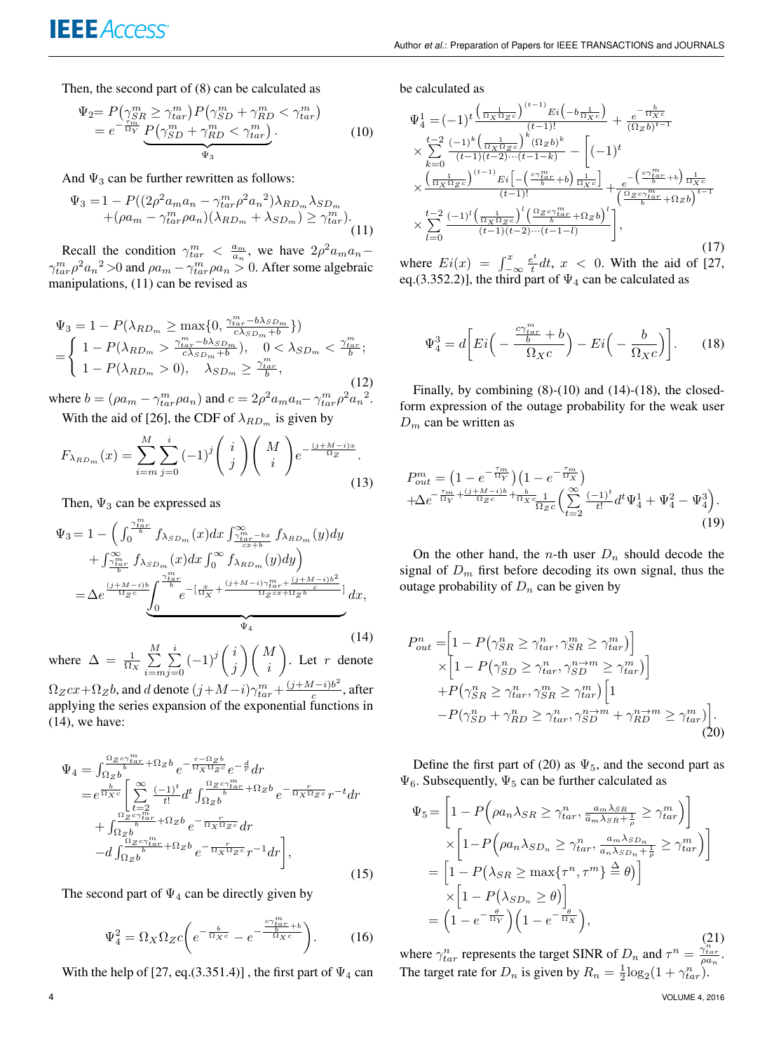Then, the second part of (8) can be calculated as

$$\Psi_2 = P\left(\gamma_{SR}^m \geq \gamma_{tar}^m\right) P\left(\gamma_{SD}^m + \gamma_{RD}^m < \gamma_{tar}^m\right) = e^{-\frac{\tau_m}{\Omega_Y}} \underbrace{P\left(\gamma_{SD}^m + \gamma_{RD}^m < \gamma_{tar}^m\right)}_{\Psi_3}. \tag{10}$$

And $\Psi_3$ can be further rewritten as follows:

$$\Psi_3 = 1 - P((2\rho^2 a_m a_n - \gamma_{tar}^m \rho^2 {a_n}^2)\lambda_{RD_m}\lambda_{SD_m} + (\rho a_m - \gamma_{tar}^m \rho a_n)(\lambda_{RD_m} + \lambda_{SD_m}) \geq \gamma_{tar}^m). \tag{11}$$

Recall the condition $\gamma_{tar}^m < \frac{a_m}{a_n}$, we have $2\rho^2 a_m a_n - \gamma_{tar}^m \rho^2 {a_n}^2 > 0$ and $\rho a_m - \gamma_{tar}^m \rho a_n > 0$. After some algebraic manipulations, (11) can be revised as

$$\Psi_3 = 1 - P(\lambda_{RD_m} \geq \max\{0, \tfrac{\gamma_{tar}^m - b\lambda_{SD_m}}{c\lambda_{SD_m} + b}\}) = \begin{cases} 1 - P(\lambda_{RD_m} > \frac{\gamma_{tar}^m - b\lambda_{SD_m}}{c\lambda_{SD_m} + b}), & 0 < \lambda_{SD_m} < \frac{\gamma_{tar}^m}{b}; \\ 1 - P(\lambda_{RD_m} > 0), & \lambda_{SD_m} \geq \frac{\gamma_{tar}^m}{b}, \end{cases} \tag{12}$$

where $b = (\rho a_m - \gamma_{tar}^m \rho a_n)$ and $c = 2\rho^2 a_m a_n - \gamma_{tar}^m \rho^2 {a_n}^2$.

With the aid of [26], the CDF of $\lambda_{RD_m}$ is given by

$$F_{\lambda_{RD_m}}(x) = \sum_{i=m}^{M} \sum_{j=0}^{i} (-1)^j \binom{i}{j} \binom{M}{i} e^{-\frac{(j+M-i)x}{\Omega_Z}}. \tag{13}$$

Then, $\Psi_3$ can be expressed as

$$\begin{aligned}\Psi_3 &= 1 - \Big( \int_0^{\frac{\gamma_{tar}^m}{b}} f_{\lambda_{SD_m}}(x)dx \int_{\frac{\gamma_{tar}^m - bx}{cx+b}}^{\infty} f_{\lambda_{RD_m}}(y)dy \\ &\quad + \int_{\frac{\gamma_{tar}^m}{b}}^{\infty} f_{\lambda_{SD_m}}(x)dx \int_0^{\infty} f_{\lambda_{RD_m}}(y)dy \Big) \\ &= \Delta e^{\frac{(j+M-i)b}{\Omega_Z c}} \underbrace{\int_0^{\frac{\gamma_{tar}^m}{b}} e^{-\left[\frac{x}{\Omega_X} + \frac{(j+M-i)\gamma_{tar}^m + \frac{(j+M-i)b^2}{c}}{\Omega_Z cx + \Omega_Z b}\right]} dx}_{\Psi_4},\end{aligned} \tag{14}$$

where $\Delta = \frac{1}{\Omega_X} \sum_{i=m}^{M} \sum_{j=0}^{i} (-1)^j \binom{i}{j} \binom{M}{i}$. Let $r$ denote $\Omega_Z cx + \Omega_Z b$, and $d$ denote $(j+M-i)\gamma_{tar}^m + \frac{(j+M-i)b^2}{c}$, after applying the series expansion of the exponential functions in (14), we have:

$$\begin{aligned}\Psi_4 &= \int_{\Omega_Z b}^{\frac{\Omega_Z c\gamma_{tar}^m}{b} + \Omega_Z b} e^{-\frac{r - \Omega_Z b}{\Omega_X \Omega_Z c}} e^{-\frac{d}{r}} dr \\ &= e^{\frac{b}{\Omega_X c}} \Bigg[ \sum_{t=2}^{\infty} \frac{(-1)^t}{t!} d^t \int_{\Omega_Z b}^{\frac{\Omega_Z c\gamma_{tar}^m}{b} + \Omega_Z b} e^{-\frac{r}{\Omega_X \Omega_Z c}} r^{-t} dr \\ &\quad + \int_{\Omega_Z b}^{\frac{\Omega_Z c\gamma_{tar}^m}{b} + \Omega_Z b} e^{-\frac{r}{\Omega_X \Omega_Z c}} dr \\ &\quad - d \int_{\Omega_Z b}^{\frac{\Omega_Z c\gamma_{tar}^m}{b} + \Omega_Z b} e^{-\frac{r}{\Omega_X \Omega_Z c}} r^{-1} dr \Bigg],\end{aligned} \tag{15}$$

The second part of $\Psi_4$ can be directly given by

$$\Psi_4^2 = \Omega_X \Omega_Z c \left( e^{-\frac{b}{\Omega_X c}} - e^{-\frac{\frac{c\gamma_{tar}^m}{b} + b}{\Omega_X c}} \right). \tag{16}$$

With the help of [27, eq.(3.351.4)] , the first part of $\Psi_4$ can be calculated as

$$\begin{aligned}\Psi_4^1 &= (-1)^t \frac{\left(\frac{1}{\Omega_X \Omega_Z c}\right)^{(t-1)} Ei\left(-b\frac{1}{\Omega_X c}\right)}{(t-1)!} + \frac{e^{-\frac{b}{\Omega_X c}}}{(\Omega_Z b)^{t-1}} \\ &\quad \times \sum_{k=0}^{t-2} \frac{(-1)^k \left(\frac{1}{\Omega_X \Omega_Z c}\right)^k (\Omega_Z b)^k}{(t-1)(t-2)\cdots(t-1-k)} - \Bigg[ (-1)^t \\ &\quad \times \frac{\left(\frac{1}{\Omega_X \Omega_Z c}\right)^{(t-1)} Ei\left[-\left(\frac{c\gamma_{tar}^m}{b} + b\right)\frac{1}{\Omega_X c}\right]}{(t-1)!} + \frac{e^{-\left(\frac{c\gamma_{tar}^m}{b} + b\right)\frac{1}{\Omega_X c}}}{\left(\frac{\Omega_Z c\gamma_{tar}^m}{b} + \Omega_Z b\right)^{t-1}} \\ &\quad \times \sum_{l=0}^{t-2} \frac{(-1)^l \left(\frac{1}{\Omega_X \Omega_Z c}\right)^l \left(\frac{\Omega_Z c\gamma_{tar}^m}{b} + \Omega_Z b\right)^l}{(t-1)(t-2)\cdots(t-1-l)} \Bigg],\end{aligned} \tag{17}$$

where $Ei(x) = \int_{-\infty}^{x} \frac{e^t}{t} dt,\ x < 0$. With the aid of [27, eq.(3.352.2)], the third part of $\Psi_4$ can be calculated as

$$\Psi_4^3 = d\left[ Ei\left( -\frac{\frac{c\gamma_{tar}^m}{b} + b}{\Omega_X c} \right) - Ei\left( -\frac{b}{\Omega_X c} \right) \right]. \tag{18}$$

Finally, by combining (8)-(10) and (14)-(18), the closed-form expression of the outage probability for the weak user $D_m$ can be written as

$$P_{out}^m = \left(1 - e^{-\frac{\tau_m}{\Omega_Y}}\right)\left(1 - e^{-\frac{\tau_m}{\Omega_X}}\right) + \Delta e^{-\frac{\tau_m}{\Omega_Y} + \frac{(j+M-i)b}{\Omega_Z c} + \frac{b}{\Omega_X c}} \frac{1}{\Omega_Z c} \left( \sum_{t=2}^{\infty} \frac{(-1)^t}{t!} d^t \Psi_4^1 + \Psi_4^2 - \Psi_4^3 \right). \tag{19}$$

On the other hand, the $n$-th user $D_n$ should decode the signal of $D_m$ first before decoding its own signal, thus the outage probability of $D_n$ can be given by

$$\begin{aligned}P_{out}^n &= \left[1 - P(\gamma_{SR}^n \geq \gamma_{tar}^n, \gamma_{SR}^m \geq \gamma_{tar}^m)\right] \\ &\quad \times \left[1 - P(\gamma_{SD}^n \geq \gamma_{tar}^n, \gamma_{SD}^{n\to m} \geq \gamma_{tar}^m)\right] \\ &\quad + P(\gamma_{SR}^n \geq \gamma_{tar}^n, \gamma_{SR}^m \geq \gamma_{tar}^m) \Big[1 \\ &\quad - P(\gamma_{SD}^n + \gamma_{RD}^n \geq \gamma_{tar}^n, \gamma_{SD}^{n\to m} + \gamma_{RD}^{n\to m} \geq \gamma_{tar}^m)\Big].\end{aligned} \tag{20}$$

Define the first part of (20) as $\Psi_5$, and the second part as $\Psi_6$. Subsequently, $\Psi_5$ can be further calculated as

$$\begin{aligned}\Psi_5 &= \left[1 - P\left(\rho a_n \lambda_{SR} \geq \gamma_{tar}^n, \frac{a_m \lambda_{SR}}{a_m \lambda_{SR} + \frac{1}{\rho}} \geq \gamma_{tar}^m\right)\right] \\ &\quad \times \left[1 - P\left(\rho a_n \lambda_{SD_n} \geq \gamma_{tar}^n, \frac{a_m \lambda_{SD_n}}{a_n \lambda_{SD_n} + \frac{1}{\rho}} \geq \gamma_{tar}^m\right)\right] \\ &= \left[1 - P\left(\lambda_{SR} \geq \max\{\tau^n, \tau^m\} \triangleq \theta\right)\right] \\ &\quad \times \left[1 - P\left(\lambda_{SD_n} \geq \theta\right)\right] \\ &= \left(1 - e^{-\frac{\theta}{\Omega_Y}}\right)\left(1 - e^{-\frac{\theta}{\Omega_X}}\right),\end{aligned} \tag{21}$$

where $\gamma_{tar}^n$ represents the target SINR of $D_n$ and $\tau^n = \frac{\gamma_{tar}^n}{\rho a_n}$. The target rate for $D_n$ is given by $R_n = \frac{1}{2}\log_2(1 + \gamma_{tar}^n)$.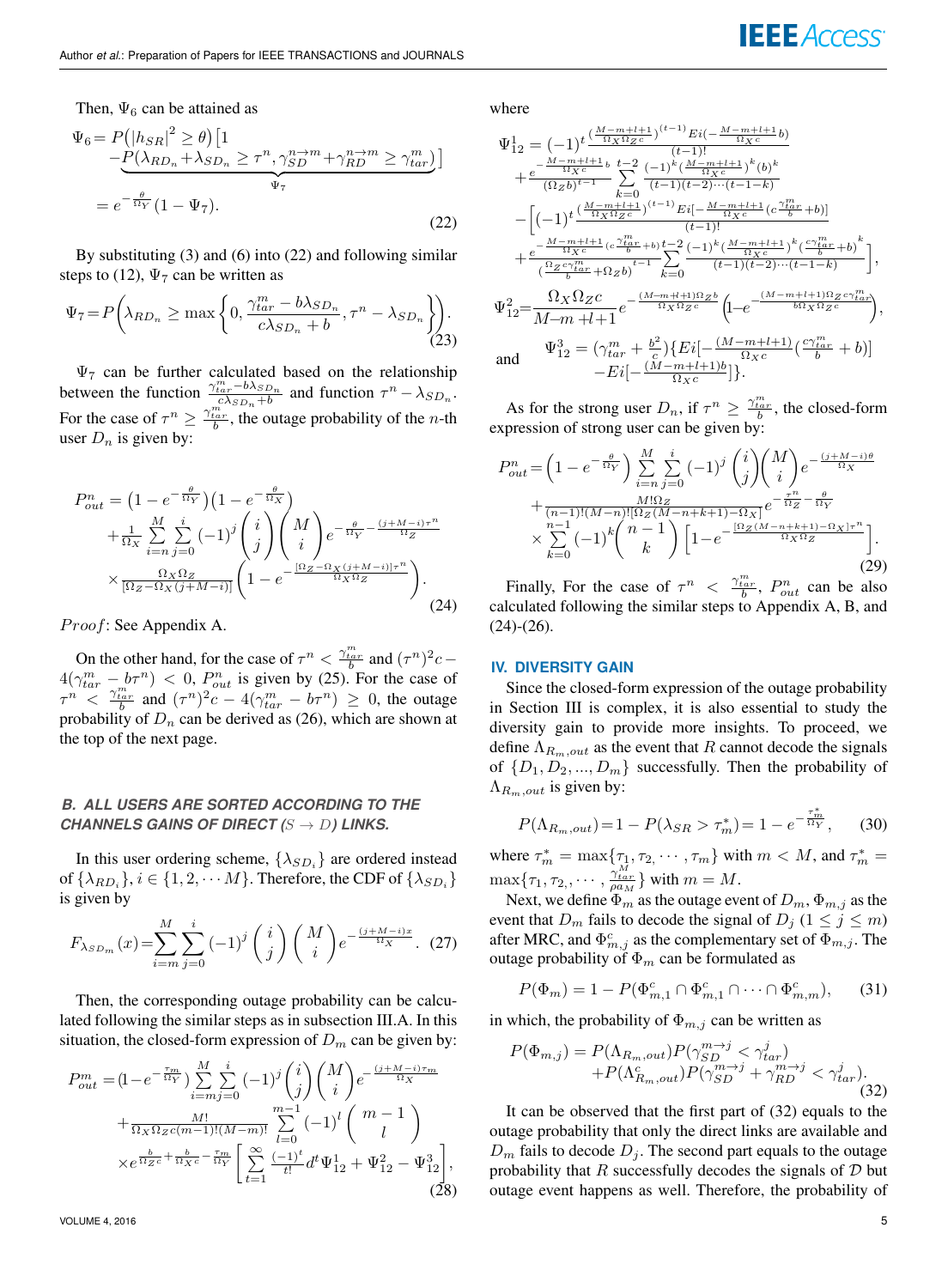Then, $\Psi_6$ can be attained as

$$
\begin{aligned}
\Psi_6 &= P\left(|h_{SR}|^2 \geq \theta\right)\big[1 \\
&\quad -\underbrace{P(\lambda_{RD_n}+\lambda_{SD_n} \geq \tau^n, \gamma_{SD}^{n\to m}+\gamma_{RD}^{n\to m} \geq \gamma_{tar}^m)}_{\Psi_7}\big] \\
&= e^{-\frac{\theta}{\Omega_Y}}(1-\Psi_7).
\end{aligned} \tag{22}
$$

By substituting (3) and (6) into (22) and following similar steps to (12), $\Psi_7$ can be written as

$$
\Psi_7 = P\left(\lambda_{RD_n} \geq \max\left\{0, \frac{\gamma_{tar}^m - b\lambda_{SD_n}}{c\lambda_{SD_n}+b}, \tau^n - \lambda_{SD_n}\right\}\right). \tag{23}
$$

$\Psi_7$ can be further calculated based on the relationship between the function $\frac{\gamma_{tar}^m - b\lambda_{SD_n}}{c\lambda_{SD_n}+b}$ and function $\tau^n - \lambda_{SD_n}$. For the case of $\tau^n \geq \frac{\gamma_{tar}^m}{b}$, the outage probability of the $n$-th user $D_n$ is given by:

$$
\begin{aligned}
P_{out}^n &= \left(1-e^{-\frac{\theta}{\Omega_Y}}\right)\left(1-e^{-\frac{\theta}{\Omega_X}}\right) \\
&\quad + \frac{1}{\Omega_X}\sum_{i=n}^{M}\sum_{j=0}^{i}(-1)^j\binom{i}{j}\binom{M}{i}e^{-\frac{\theta}{\Omega_Y}-\frac{(j+M-i)\tau^n}{\Omega_Z}} \\
&\quad \times \frac{\Omega_X\Omega_Z}{[\Omega_Z-\Omega_X(j+M-i)]}\left(1-e^{-\frac{[\Omega_Z-\Omega_X(j+M-i)]\tau^n}{\Omega_X\Omega_Z}}\right).
\end{aligned} \tag{24}
$$

*Proof*: See Appendix A.

On the other hand, for the case of $\tau^n < \frac{\gamma_{tar}^m}{b}$ and $(\tau^n)^2c - 4(\gamma_{tar}^m - b\tau^n) < 0$, $P_{out}^n$ is given by (25). For the case of $\tau^n < \frac{\gamma_{tar}^m}{b}$ and $(\tau^n)^2c - 4(\gamma_{tar}^m - b\tau^n) \geq 0$, the outage probability of $D_n$ can be derived as (26), which are shown at the top of the next page.

### B. ALL USERS ARE SORTED ACCORDING TO THE CHANNELS GAINS OF DIRECT ($S \to D$) LINKS.

In this user ordering scheme, $\{\lambda_{SD_i}\}$ are ordered instead of $\{\lambda_{RD_i}\}$, $i \in \{1, 2, \cdots M\}$. Therefore, the CDF of $\{\lambda_{SD_i}\}$ is given by

$$
F_{\lambda_{SD_m}}(x) = \sum_{i=m}^{M}\sum_{j=0}^{i}(-1)^j\binom{i}{j}\binom{M}{i}e^{-\frac{(j+M-i)x}{\Omega_X}}. \tag{27}
$$

Then, the corresponding outage probability can be calculated following the similar steps as in subsection III.A. In this situation, the closed-form expression of $D_m$ can be given by:

$$
\begin{aligned}
P_{out}^m &= (1-e^{-\frac{\tau_m}{\Omega_Y}})\sum_{i=m}^{M}\sum_{j=0}^{i}(-1)^j\binom{i}{j}\binom{M}{i}e^{-\frac{(j+M-i)\tau_m}{\Omega_X}} \\
&\quad + \frac{M!}{\Omega_X\Omega_Z c(m-1)!(M-m)!}\sum_{l=0}^{m-1}(-1)^l\binom{m-1}{l} \\
&\quad \times e^{\frac{b}{\Omega_Z c}+\frac{b}{\Omega_X c}-\frac{\tau_m}{\Omega_Y}}\left[\sum_{t=1}^{\infty}\frac{(-1)^t}{t!}d^t\Psi_{12}^1 + \Psi_{12}^2 - \Psi_{12}^3\right],
\end{aligned} \tag{28}
$$

where

$$
\begin{aligned}
\Psi_{12}^1 &= (-1)^t\frac{(\frac{M-m+l+1}{\Omega_X\Omega_Z c})^{(t-1)}Ei(-\frac{M-m+l+1}{\Omega_X c}b)}{(t-1)!} \\
&\quad + \frac{e^{-\frac{M-m+l+1}{\Omega_X c}b}}{(\Omega_Z b)^{t-1}}\sum_{k=0}^{t-2}\frac{(-1)^k(\frac{M-m+l+1}{\Omega_X c})^k(b)^k}{(t-1)(t-2)\cdots(t-1-k)} \\
&\quad - \Bigg[(-1)^t\frac{(\frac{M-m+l+1}{\Omega_X\Omega_Z c})^{(t-1)}Ei[-\frac{M-m+l+1}{\Omega_X c}(c\frac{\gamma_{tar}^m}{b}+b)]}{(t-1)!} \\
&\quad + \frac{e^{-\frac{M-m+l+1}{\Omega_X c}(c\frac{\gamma_{tar}^m}{b}+b)}}{(\frac{\Omega_Z c\gamma_{tar}^m}{b}+\Omega_Z b)^{t-1}}\sum_{k=0}^{t-2}\frac{(-1)^k(\frac{M-m+l+1}{\Omega_X c})^k(\frac{c\gamma_{tar}^m}{b}+b)^k}{(t-1)(t-2)\cdots(t-1-k)}\Bigg],
\end{aligned}
$$

$$
\Psi_{12}^2 = \frac{\Omega_X\Omega_Z c}{M-m+l+1}e^{-\frac{(M-m+l+1)\Omega_Z b}{\Omega_X\Omega_Z c}}\left(1-e^{-\frac{(M-m+l+1)\Omega_Z c\gamma_{tar}^m}{b\Omega_X\Omega_Z c}}\right),
$$

and

$$
\Psi_{12}^3 = (\gamma_{tar}^m + \frac{b^2}{c})\{Ei[-\frac{(M-m+l+1)}{\Omega_X c}(\frac{c\gamma_{tar}^m}{b}+b)] - Ei[-\frac{(M-m+l+1)b}{\Omega_X c}]\}.
$$

As for the strong user $D_n$, if $\tau^n \geq \frac{\gamma_{tar}^m}{b}$, the closed-form expression of strong user can be given by:

$$
\begin{aligned}
P_{out}^n &= \left(1-e^{-\frac{\theta}{\Omega_Y}}\right)\sum_{i=n}^{M}\sum_{j=0}^{i}(-1)^j\binom{i}{j}\binom{M}{i}e^{-\frac{(j+M-i)\theta}{\Omega_X}} \\
&\quad + \frac{M!\Omega_Z}{(n-1)!(M-n)![\Omega_Z(M-n+k+1)-\Omega_X]}e^{-\frac{\tau^n}{\Omega_Z}-\frac{\theta}{\Omega_Y}} \\
&\quad \times \sum_{k=0}^{n-1}(-1)^k\binom{n-1}{k}\left[1-e^{-\frac{[\Omega_Z(M-n+k+1)-\Omega_X]\tau^n}{\Omega_X\Omega_Z}}\right].
\end{aligned} \tag{29}
$$

Finally, For the case of $\tau^n < \frac{\gamma_{tar}^m}{b}$, $P_{out}^n$ can be also calculated following the similar steps to Appendix A, B, and (24)-(26).

## IV. DIVERSITY GAIN

Since the closed-form expression of the outage probability in Section III is complex, it is also essential to study the diversity gain to provide more insights. To proceed, we define $\Lambda_{R_m,out}$ as the event that $R$ cannot decode the signals of $\{D_1, D_2, ..., D_m\}$ successfully. Then the probability of $\Lambda_{R_m,out}$ is given by:

$$
P(\Lambda_{R_m,out}) = 1 - P(\lambda_{SR} > \tau_m^*) = 1 - e^{-\frac{\tau_m^*}{\Omega_Y}}, \tag{30}
$$

where $\tau_m^* = \max\{\tau_1, \tau_2, \cdots, \tau_m\}$ with $m < M$, and $\tau_m^* = \max\{\tau_1, \tau_2, \cdots, \frac{\gamma_{tar}^M}{\rho a_M}\}$ with $m = M$.

Next, we define $\Phi_m$ as the outage event of $D_m$, $\Phi_{m,j}$ as the event that $D_m$ fails to decode the signal of $D_j$ ($1 \leq j \leq m$) after MRC, and $\Phi_{m,j}^c$ as the complementary set of $\Phi_{m,j}$. The outage probability of $\Phi_m$ can be formulated as

$$
P(\Phi_m) = 1 - P(\Phi_{m,1}^c \cap \Phi_{m,1}^c \cap \cdots \cap \Phi_{m,m}^c), \tag{31}
$$

in which, the probability of $\Phi_{m,j}$ can be written as

$$
\begin{aligned}
P(\Phi_{m,j}) &= P(\Lambda_{R_m,out})P(\gamma_{SD}^{m\to j} < \gamma_{tar}^j) \\
&\quad + P(\Lambda_{R_m,out}^c)P(\gamma_{SD}^{m\to j} + \gamma_{RD}^{m\to j} < \gamma_{tar}^j).
\end{aligned} \tag{32}
$$

It can be observed that the first part of (32) equals to the outage probability that only the direct links are available and $D_m$ fails to decode $D_j$. The second part equals to the outage probability that $R$ successfully decodes the signals of $\mathcal{D}$ but outage event happens as well. Therefore, the probability of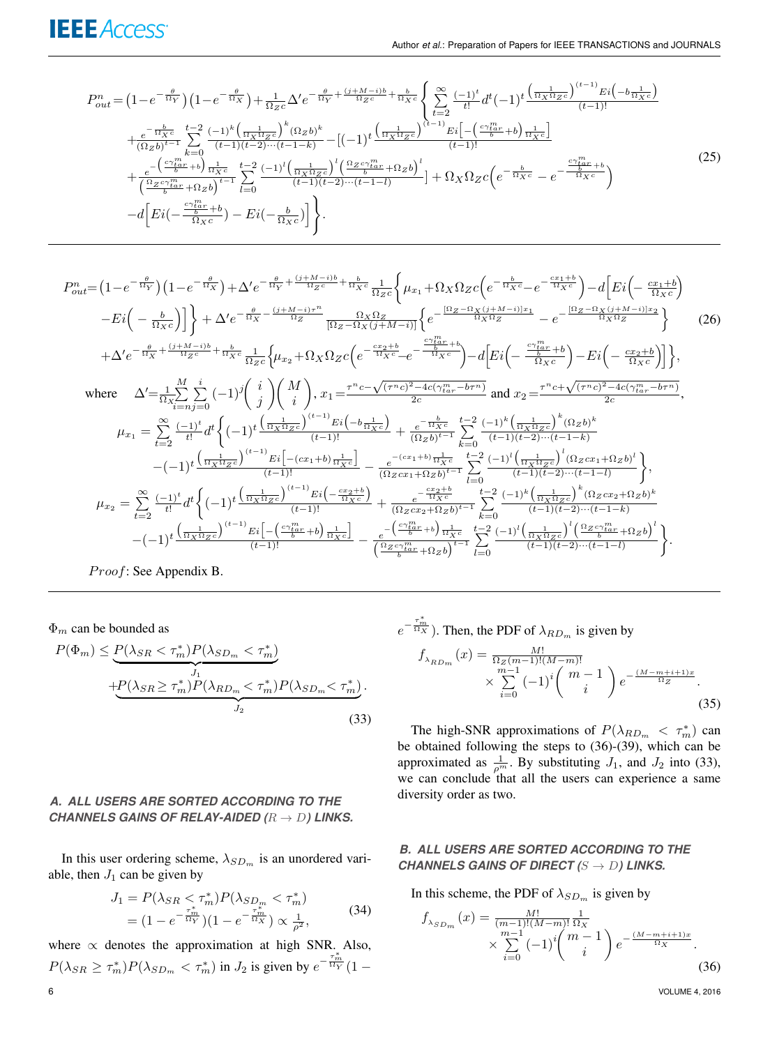$$P_{out}^{n}=\left(1-e^{-\frac{\theta}{\Omega_Y}}\right)\left(1-e^{-\frac{\theta}{\Omega_X}}\right)+\frac{1}{\Omega_Z c}\Delta' e^{-\frac{\theta}{\Omega_Y}+\frac{(j+M-i)b}{\Omega_Z c}+\frac{b}{\Omega_X c}}\Bigg\{\sum_{t=2}^{\infty}\frac{(-1)^t}{t!}d^t(-1)^t\frac{\left(\frac{1}{\Omega_X\Omega_Z c}\right)^{(t-1)}Ei\left(-b\frac{1}{\Omega_X c}\right)}{(t-1)!}$$
$$+\frac{e^{-\frac{b}{\Omega_X c}}}{(\Omega_Z b)^{t-1}}\sum_{k=0}^{t-2}\frac{(-1)^k\left(\frac{1}{\Omega_X\Omega_Z c}\right)^k(\Omega_Z b)^k}{(t-1)(t-2)\cdots(t-1-k)}-[(-1)^t\frac{\left(\frac{1}{\Omega_X\Omega_Z c}\right)^{(t-1)}Ei\left[-\left(\frac{c\gamma_{tar}^m}{b}+b\right)\frac{1}{\Omega_X c}\right]}{(t-1)!}$$
$$+\frac{e^{-\left(\frac{c\gamma_{tar}^m}{b}+b\right)\frac{1}{\Omega_X c}}}{\left(\frac{\Omega_Z c\gamma_{tar}^m}{b}+\Omega_Z b\right)^{t-1}}\sum_{l=0}^{t-2}\frac{(-1)^l\left(\frac{1}{\Omega_X\Omega_Z c}\right)^l\left(\frac{\Omega_Z c\gamma_{tar}^m}{b}+\Omega_Z b\right)^l}{(t-1)(t-2)\cdots(t-1-l)}]+\Omega_X\Omega_Z c\left(e^{-\frac{b}{\Omega_X c}}-e^{-\frac{\frac{c\gamma_{tar}^m}{b}+b}{\Omega_X c}}\right)$$
$$-d\left[Ei\left(-\frac{\frac{c\gamma_{tar}^m}{b}+b}{\Omega_X c}\right)-Ei\left(-\frac{b}{\Omega_X c}\right)\right]\Bigg\}. \tag{25}$$

$$P_{out}^{n}=\left(1-e^{-\frac{\theta}{\Omega_Y}}\right)\left(1-e^{-\frac{\theta}{\Omega_X}}\right)+\Delta' e^{-\frac{\theta}{\Omega_Y}+\frac{(j+M-i)b}{\Omega_Z c}+\frac{b}{\Omega_X c}}\frac{1}{\Omega_Z c}\Bigg\{\mu_{x_1}+\Omega_X\Omega_Z c\left(e^{-\frac{b}{\Omega_X c}}-e^{-\frac{cx_1+b}{\Omega_X c}}\right)-d\Big[Ei\left(-\frac{cx_1+b}{\Omega_X c}\right)$$
$$-Ei\left(-\frac{b}{\Omega_X c}\right)\Big]\Bigg\}+\Delta' e^{-\frac{\theta}{\Omega_X}-\frac{(j+M-i)\tau^n}{\Omega_Z}}\frac{\Omega_X\Omega_Z}{[\Omega_Z-\Omega_X(j+M-i)]}\left\{e^{-\frac{[\Omega_Z-\Omega_X(j+M-i)]x_1}{\Omega_X\Omega_Z}}-e^{-\frac{[\Omega_Z-\Omega_X(j+M-i)]x_2}{\Omega_X\Omega_Z}}\right\} \tag{26}$$
$$+\Delta' e^{-\frac{\theta}{\Omega_X}+\frac{(j+M-i)b}{\Omega_Z c}+\frac{b}{\Omega_X c}}\frac{1}{\Omega_Z c}\Bigg\{\mu_{x_2}+\Omega_X\Omega_Z c\left(e^{-\frac{cx_2+b}{\Omega_X c}}-e^{-\frac{\frac{c\gamma_{tar}^m}{b}+b}{\Omega_X c}}\right)-d\Big[Ei\left(-\frac{\frac{c\gamma_{tar}^m}{b}+b}{\Omega_X c}\right)-Ei\left(-\frac{cx_2+b}{\Omega_X c}\right)\Big]\Bigg\},$$

where $\Delta'=\frac{1}{\Omega_X}\sum_{i=n}^{M}\sum_{j=0}^{i}(-1)^j\binom{i}{j}\binom{M}{i}$, $x_1=\frac{\tau^n c-\sqrt{(\tau^n c)^2-4c(\gamma_{tar}^m-b\tau^n)}}{2c}$ and $x_2=\frac{\tau^n c+\sqrt{(\tau^n c)^2-4c(\gamma_{tar}^m-b\tau^n)}}{2c}$,

$$\mu_{x_1}=\sum_{t=2}^{\infty}\frac{(-1)^t}{t!}d^t\Bigg\{(-1)^t\frac{\left(\frac{1}{\Omega_X\Omega_Z c}\right)^{(t-1)}Ei\left(-b\frac{1}{\Omega_X c}\right)}{(t-1)!}+\frac{e^{-\frac{b}{\Omega_X c}}}{(\Omega_Z b)^{t-1}}\sum_{k=0}^{t-2}\frac{(-1)^k\left(\frac{1}{\Omega_X\Omega_Z c}\right)^k(\Omega_Z b)^k}{(t-1)(t-2)\cdots(t-1-k)}$$
$$-(-1)^t\frac{\left(\frac{1}{\Omega_X\Omega_Z c}\right)^{(t-1)}Ei\left[-(cx_1+b)\frac{1}{\Omega_X c}\right]}{(t-1)!}-\frac{e^{-(cx_1+b)\frac{1}{\Omega_X c}}}{(\Omega_Z cx_1+\Omega_Z b)^{t-1}}\sum_{l=0}^{t-2}\frac{(-1)^l\left(\frac{1}{\Omega_X\Omega_Z c}\right)^l(\Omega_Z cx_1+\Omega_Z b)^l}{(t-1)(t-2)\cdots(t-1-l)}\Bigg\},$$

$$\mu_{x_2}=\sum_{t=2}^{\infty}\frac{(-1)^t}{t!}d^t\Bigg\{(-1)^t\frac{\left(\frac{1}{\Omega_X\Omega_Z c}\right)^{(t-1)}Ei\left(-\frac{cx_2+b}{\Omega_X c}\right)}{(t-1)!}+\frac{e^{-\frac{cx_2+b}{\Omega_X c}}}{(\Omega_Z cx_2+\Omega_Z b)^{t-1}}\sum_{k=0}^{t-2}\frac{(-1)^k\left(\frac{1}{\Omega_X\Omega_Z c}\right)^k(\Omega_Z cx_2+\Omega_Z b)^k}{(t-1)(t-2)\cdots(t-1-k)}$$
$$-(-1)^t\frac{\left(\frac{1}{\Omega_X\Omega_Z c}\right)^{(t-1)}Ei\left[-\left(\frac{c\gamma_{tar}^m}{b}+b\right)\frac{1}{\Omega_X c}\right]}{(t-1)!}-\frac{e^{-\left(\frac{c\gamma_{tar}^m}{b}+b\right)\frac{1}{\Omega_X c}}}{\left(\frac{\Omega_Z c\gamma_{tar}^m}{b}+\Omega_Z b\right)^{t-1}}\sum_{l=0}^{t-2}\frac{(-1)^l\left(\frac{1}{\Omega_X\Omega_Z c}\right)^l\left(\frac{\Omega_Z c\gamma_{tar}^m}{b}+\Omega_Z b\right)^l}{(t-1)(t-2)\cdots(t-1-l)}\Bigg\}.$$

*Proof*: See Appendix B.

$\Phi_m$ can be bounded as

$$P(\Phi_m)\leq\underbrace{P(\lambda_{SR}<\tau_m^*)P(\lambda_{SD_m}<\tau_m^*)}_{J_1}+\underbrace{P(\lambda_{SR}\geq\tau_m^*)P(\lambda_{RD_m}<\tau_m^*)P(\lambda_{SD_m}<\tau_m^*)}_{J_2}. \tag{33}$$

### A. ALL USERS ARE SORTED ACCORDING TO THE CHANNELS GAINS OF RELAY-AIDED ($R\rightarrow D$) LINKS.

In this user ordering scheme, $\lambda_{SD_m}$ is an unordered variable, then $J_1$ can be given by

$$\begin{aligned}J_1&=P(\lambda_{SR}<\tau_m^*)P(\lambda_{SD_m}<\tau_m^*)\\&=(1-e^{-\frac{\tau_m^*}{\Omega_Y}})(1-e^{-\frac{\tau_m^*}{\Omega_X}})\propto\frac{1}{\rho^2},\end{aligned} \tag{34}$$

where $\propto$ denotes the approximation at high SNR. Also, $P(\lambda_{SR}\geq\tau_m^*)P(\lambda_{SD_m}<\tau_m^*)$ in $J_2$ is given by $e^{-\frac{\tau_m^*}{\Omega_Y}}(1-e^{-\frac{\tau_m^*}{\Omega_X}})$. Then, the PDF of $\lambda_{RD_m}$ is given by

$$f_{\lambda_{RD_m}}(x)=\frac{M!}{\Omega_Z(m-1)!(M-m)!}\times\sum_{i=0}^{m-1}(-1)^i\binom{m-1}{i}e^{-\frac{(M-m+i+1)x}{\Omega_Z}}. \tag{35}$$

The high-SNR approximations of $P(\lambda_{RD_m}<\tau_m^*)$ can be obtained following the steps to (36)-(39), which can be approximated as $\frac{1}{\rho^m}$. By substituting $J_1$, and $J_2$ into (33), we can conclude that all the users can experience a same diversity order as two.

### B. ALL USERS ARE SORTED ACCORDING TO THE CHANNELS GAINS OF DIRECT ($S\rightarrow D$) LINKS.

In this scheme, the PDF of $\lambda_{SD_m}$ is given by

$$f_{\lambda_{SD_m}}(x)=\frac{M!}{(m-1)!(M-m)!}\frac{1}{\Omega_X}\times\sum_{i=0}^{m-1}(-1)^i\binom{m-1}{i}e^{-\frac{(M-m+i+1)x}{\Omega_X}}. \tag{36}$$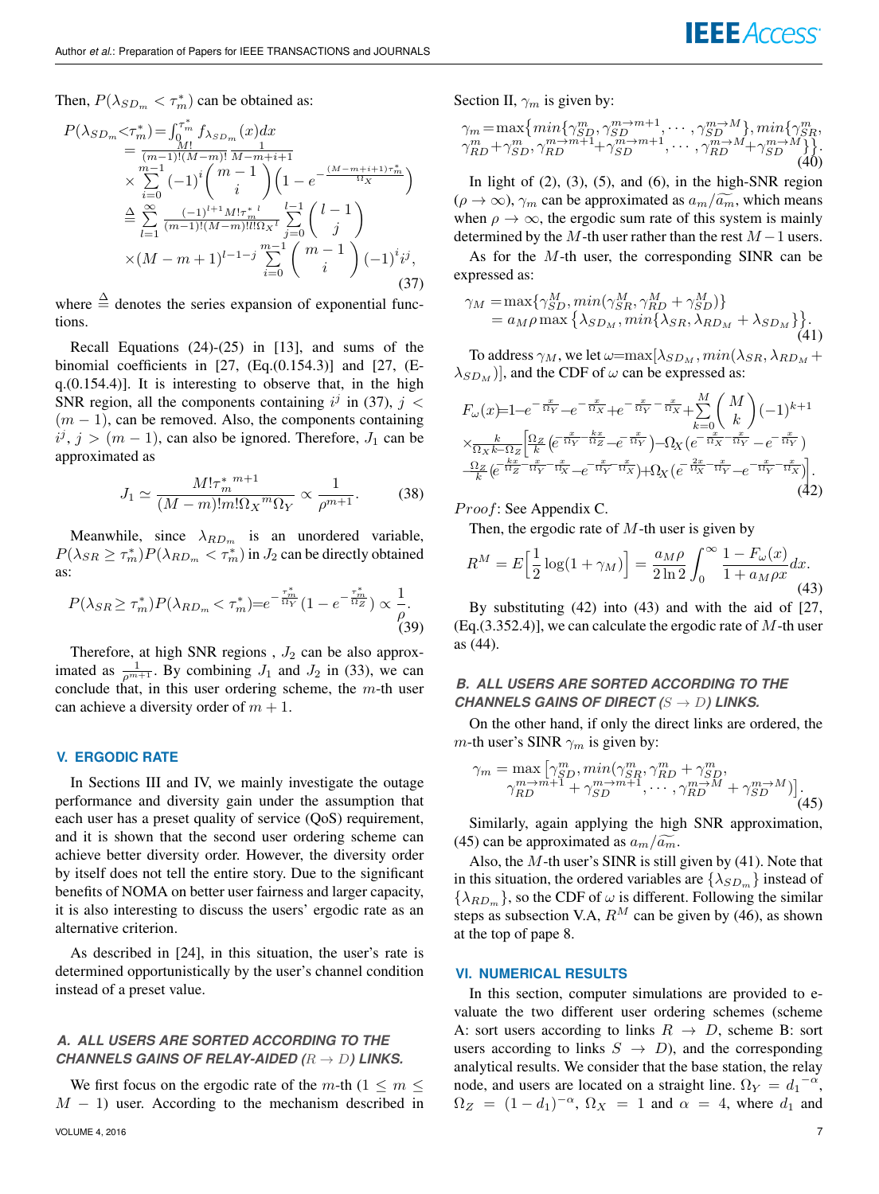Then, $P(\lambda_{SD_m} < \tau_m^*)$ can be obtained as:

$$
\begin{aligned}
P(\lambda_{SD_m}<\tau_m^*)&=\int_0^{\tau_m^*} f_{\lambda_{SD_m}}(x)dx \\
&= \frac{M!}{(m-1)!(M-m)!}\frac{1}{M-m+i+1} \\
&\times \sum_{i=0}^{m-1}(-1)^i \binom{m-1}{i}\left(1-e^{-\frac{(M-m+i+1)\tau_m^*}{\Omega_X}}\right) \\
&\triangleq \sum_{l=1}^{\infty}\frac{(-1)^{l+1}M!{\tau_m^*}^l}{(m-1)!(M-m)!l!{\Omega_X}^l}\sum_{j=0}^{l-1}\binom{l-1}{j} \\
&\times (M-m+1)^{l-1-j}\sum_{i=0}^{m-1}\binom{m-1}{i}(-1)^i i^j,
\end{aligned} \tag{37}
$$

where $\triangleq$ denotes the series expansion of exponential functions.

Recall Equations (24)-(25) in [13], and sums of the binomial coefficients in [27, (Eq.(0.154.3)] and [27, (Eq.(0.154.4)]. It is interesting to observe that, in the high SNR region, all the components containing $i^j$ in (37), $j < (m-1)$, can be removed. Also, the components containing $i^j$, $j > (m-1)$, can also be ignored. Therefore, $J_1$ can be approximated as

$$
J_1 \simeq \frac{M!{\tau_m^*}^{m+1}}{(M-m)!m!{\Omega_X}^m\Omega_Y} \propto \frac{1}{\rho^{m+1}}. \tag{38}
$$

Meanwhile, since $\lambda_{RD_m}$ is an unordered variable, $P(\lambda_{SR} \geq \tau_m^*)P(\lambda_{RD_m} < \tau_m^*)$ in $J_2$ can be directly obtained as:

$$
P(\lambda_{SR}\geq \tau_m^*)P(\lambda_{RD_m} < \tau_m^*)=e^{-\frac{\tau_m^*}{\Omega_Y}}(1-e^{-\frac{\tau_m^*}{\Omega_Z}}) \propto \frac{1}{\rho}. \tag{39}
$$

Therefore, at high SNR regions , $J_2$ can be also approximated as $\frac{1}{\rho^{m+1}}$. By combining $J_1$ and $J_2$ in (33), we can conclude that, in this user ordering scheme, the $m$-th user can achieve a diversity order of $m+1$.

## V. ERGODIC RATE

In Sections III and IV, we mainly investigate the outage performance and diversity gain under the assumption that each user has a preset quality of service (QoS) requirement, and it is shown that the second user ordering scheme can achieve better diversity order. However, the diversity order by itself does not tell the entire story. Due to the significant benefits of NOMA on better user fairness and larger capacity, it is also interesting to discuss the users' ergodic rate as an alternative criterion.

As described in [24], in this situation, the user's rate is determined opportunistically by the user's channel condition instead of a preset value.

### A. ALL USERS ARE SORTED ACCORDING TO THE CHANNELS GAINS OF RELAY-AIDED ($R \to D$) LINKS.

We first focus on the ergodic rate of the $m$-th ($1 \leq m \leq M-1$) user. According to the mechanism described in Section II, $\gamma_m$ is given by:

$$
\begin{aligned}
\gamma_m=\max\{&min\{\gamma_{SD}^m, \gamma_{SD}^{m\to m+1}, \cdots, \gamma_{SD}^{m\to M}\}, min\{\gamma_{SR}^m, \\
&\gamma_{RD}^m+\gamma_{SD}^m, \gamma_{RD}^{m\to m+1}+\gamma_{SD}^{m\to m+1}, \cdots, \gamma_{RD}^{m\to M}+\gamma_{SD}^{m\to M}\}\}.
\end{aligned} \tag{40}
$$

In light of (2), (3), (5), and (6), in the high-SNR region ($\rho \to \infty$), $\gamma_m$ can be approximated as $a_m/\widetilde{a_m}$, which means when $\rho \to \infty$, the ergodic sum rate of this system is mainly determined by the $M$-th user rather than the rest $M-1$ users.

As for the $M$-th user, the corresponding SINR can be expressed as:

$$
\begin{aligned}
\gamma_M &= \max\{\gamma_{SD}^M, min(\gamma_{SR}^M, \gamma_{RD}^M+\gamma_{SD}^M)\} \\
&= a_M\rho \max\left\{\lambda_{SD_M}, min\{\lambda_{SR}, \lambda_{RD_M}+\lambda_{SD_M}\}\right\}.
\end{aligned} \tag{41}
$$

To address $\gamma_M$, we let $\omega$=max$[\lambda_{SD_M}, min(\lambda_{SR}, \lambda_{RD_M}+\lambda_{SD_M})]$, and the CDF of $\omega$ can be expressed as:

$$
\begin{aligned}
F_\omega(x)&=1-e^{-\frac{x}{\Omega_Y}}-e^{-\frac{x}{\Omega_X}}+e^{-\frac{x}{\Omega_Y}-\frac{x}{\Omega_X}}+\sum_{k=0}^{M}\binom{M}{k}(-1)^{k+1} \\
&\times\frac{k}{\Omega_X k-\Omega_Z}\Big[\frac{\Omega_Z}{k}\big(e^{\frac{x}{\Omega_Y}-\frac{kx}{\Omega_Z}}-e^{-\frac{x}{\Omega_Y}}\big)-\Omega_X\big(e^{-\frac{x}{\Omega_X}-\frac{x}{\Omega_Y}}-e^{-\frac{x}{\Omega_Y}}\big) \\
&-\frac{\Omega_Z}{k}\big(e^{-\frac{kx}{\Omega_Z}-\frac{x}{\Omega_Y}-\frac{x}{\Omega_X}}-e^{-\frac{x}{\Omega_Y}-\frac{x}{\Omega_X}}\big)+\Omega_X\big(e^{-\frac{2x}{\Omega_X}-\frac{x}{\Omega_Y}}-e^{-\frac{x}{\Omega_Y}-\frac{x}{\Omega_X}}\big)\Big].
\end{aligned} \tag{42}
$$

*Proof*: See Appendix C.

Then, the ergodic rate of $M$-th user is given by

$$
R^M = E\Big[\frac{1}{2}\log(1+\gamma_M)\Big] = \frac{a_M\rho}{2\ln 2}\int_0^\infty \frac{1-F_\omega(x)}{1+a_M\rho x}dx. \tag{43}
$$

By substituting (42) into (43) and with the aid of [27, (Eq.(3.352.4)], we can calculate the ergodic rate of $M$-th user as (44).

### B. ALL USERS ARE SORTED ACCORDING TO THE CHANNELS GAINS OF DIRECT ($S \to D$) LINKS.

On the other hand, if only the direct links are ordered, the $m$-th user's SINR $\gamma_m$ is given by:

$$
\begin{aligned}
\gamma_m = \max\big[&\gamma_{SD}^m, min(\gamma_{SR}^m, \gamma_{RD}^m+\gamma_{SD}^m, \\
&\gamma_{RD}^{m\to m+1}+\gamma_{SD}^{m\to m+1}, \cdots, \gamma_{RD}^{m\to M}+\gamma_{SD}^{m\to M})\big].
\end{aligned} \tag{45}
$$

Similarly, again applying the high SNR approximation, (45) can be approximated as $a_m/\widetilde{a_m}$.

Also, the $M$-th user's SINR is still given by (41). Note that in this situation, the ordered variables are $\{\lambda_{SD_m}\}$ instead of $\{\lambda_{RD_m}\}$, so the CDF of $\omega$ is different. Following the similar steps as subsection V.A, $R^M$ can be given by (46), as shown at the top of pape 8.

## VI. NUMERICAL RESULTS

In this section, computer simulations are provided to evaluate the two different user ordering schemes (scheme A: sort users according to links $R \to D$, scheme B: sort users according to links $S \to D$), and the corresponding analytical results. We consider that the base station, the relay node, and users are located on a straight line. $\Omega_Y = {d_1}^{-\alpha}$, $\Omega_Z = (1-d_1)^{-\alpha}$, $\Omega_X = 1$ and $\alpha = 4$, where $d_1$ and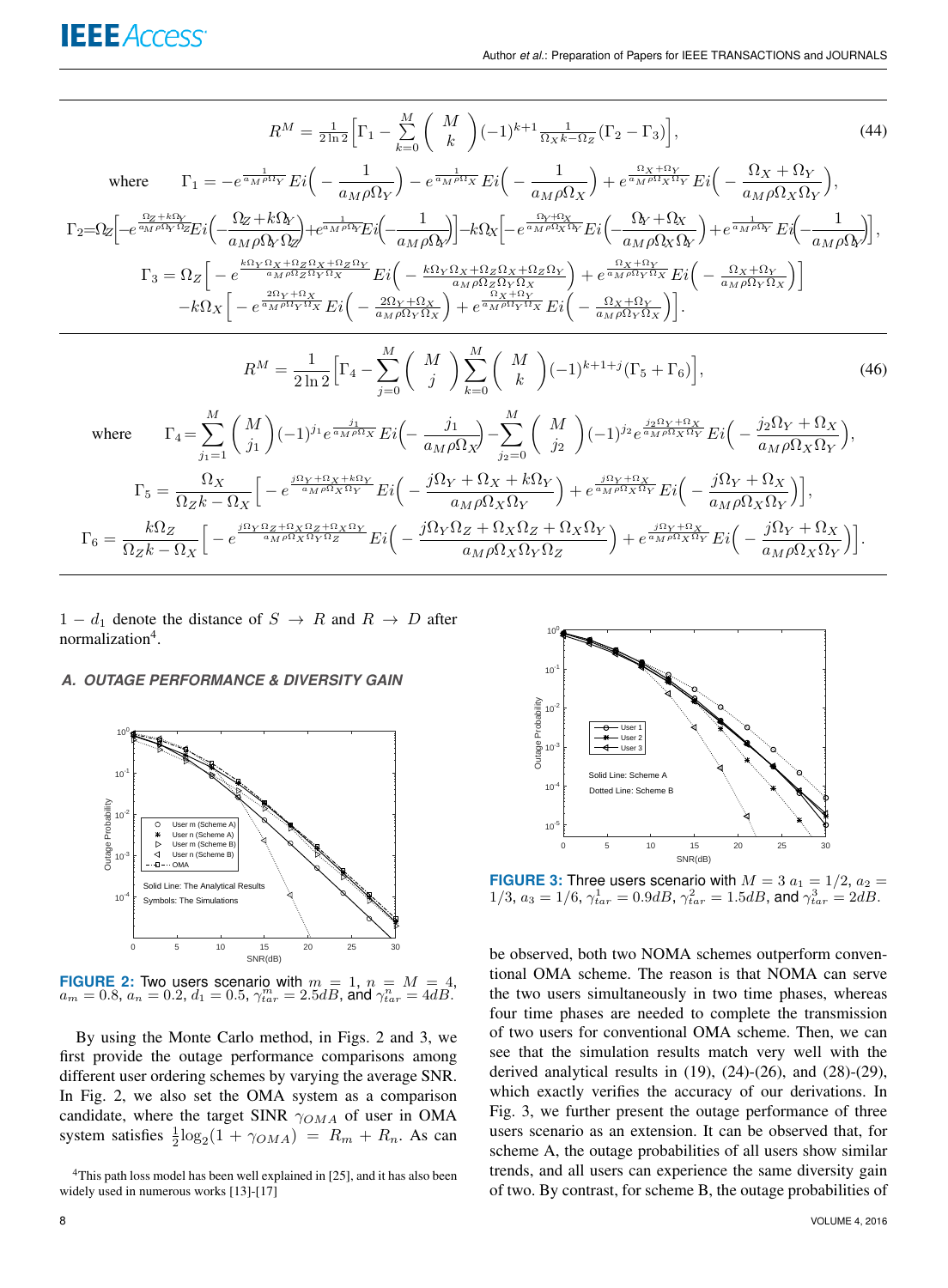$$R^M = \frac{1}{2\ln 2}\Big[\Gamma_1 - \sum_{k=0}^{M}\binom{M}{k}(-1)^{k+1}\frac{1}{\Omega_X k - \Omega_Z}(\Gamma_2 - \Gamma_3)\Big], \tag{44}$$

where $\Gamma_1 = -e^{\frac{1}{a_M\rho\Omega_Y}} Ei\Big(-\frac{1}{a_M\rho\Omega_Y}\Big) - e^{\frac{1}{a_M\rho\Omega_X}} Ei\Big(-\frac{1}{a_M\rho\Omega_X}\Big) + e^{\frac{\Omega_X+\Omega_Y}{a_M\rho\Omega_X\Omega_Y}} Ei\Big(-\frac{\Omega_X+\Omega_Y}{a_M\rho\Omega_X\Omega_Y}\Big),$

$$\Gamma_2 = \Omega_Z\Big[-e^{\frac{\Omega_Z+k\Omega_Y}{a_M\rho\Omega_Y\Omega_Z}} Ei\Big(-\frac{\Omega_Z+k\Omega_Y}{a_M\rho\Omega_Y\Omega_Z}\Big) + e^{\frac{1}{a_M\rho\Omega_Y}} Ei\Big(-\frac{1}{a_M\rho\Omega_Y}\Big)\Big] - k\Omega_X\Big[-e^{\frac{\Omega_Y+\Omega_X}{a_M\rho\Omega_X\Omega_Y}} Ei\Big(-\frac{\Omega_Y+\Omega_X}{a_M\rho\Omega_X\Omega_Y}\Big) + e^{\frac{1}{a_M\rho\Omega_Y}} Ei\Big(-\frac{1}{a_M\rho\Omega_Y}\Big)\Big],$$

$$\Gamma_3 = \Omega_Z\Big[-e^{\frac{k\Omega_Y\Omega_X+\Omega_Z\Omega_X+\Omega_Z\Omega_Y}{a_M\rho\Omega_Z\Omega_Y\Omega_X}} Ei\Big(-\frac{k\Omega_Y\Omega_X+\Omega_Z\Omega_X+\Omega_Z\Omega_Y}{a_M\rho\Omega_Z\Omega_Y\Omega_X}\Big) + e^{\frac{\Omega_X+\Omega_Y}{a_M\rho\Omega_Y\Omega_X}} Ei\Big(-\frac{\Omega_X+\Omega_Y}{a_M\rho\Omega_Y\Omega_X}\Big)\Big]$$
$$-k\Omega_X\Big[-e^{\frac{2\Omega_Y+\Omega_X}{a_M\rho\Omega_Y\Omega_X}} Ei\Big(-\frac{2\Omega_Y+\Omega_X}{a_M\rho\Omega_Y\Omega_X}\Big) + e^{\frac{\Omega_X+\Omega_Y}{a_M\rho\Omega_Y\Omega_X}} Ei\Big(-\frac{\Omega_X+\Omega_Y}{a_M\rho\Omega_Y\Omega_X}\Big)\Big].$$

$$R^M = \frac{1}{2\ln 2}\Big[\Gamma_4 - \sum_{j=0}^{M}\binom{M}{j}\sum_{k=0}^{M}\binom{M}{k}(-1)^{k+1+j}(\Gamma_5 + \Gamma_6)\Big], \tag{46}$$

where $\Gamma_4 = \sum_{j_1=1}^{M}\binom{M}{j_1}(-1)^{j_1} e^{\frac{j_1}{a_M\rho\Omega_X}} Ei\Big(-\frac{j_1}{a_M\rho\Omega_X}\Big) - \sum_{j_2=0}^{M}\binom{M}{j_2}(-1)^{j_2} e^{\frac{j_2\Omega_Y+\Omega_X}{a_M\rho\Omega_X\Omega_Y}} Ei\Big(-\frac{j_2\Omega_Y+\Omega_X}{a_M\rho\Omega_X\Omega_Y}\Big),$

$$\Gamma_5 = \frac{\Omega_X}{\Omega_Z k - \Omega_X}\Big[-e^{\frac{j\Omega_Y+\Omega_X+k\Omega_Y}{a_M\rho\Omega_X\Omega_Y}} Ei\Big(-\frac{j\Omega_Y+\Omega_X+k\Omega_Y}{a_M\rho\Omega_X\Omega_Y}\Big) + e^{\frac{j\Omega_Y+\Omega_X}{a_M\rho\Omega_X\Omega_Y}} Ei\Big(-\frac{j\Omega_Y+\Omega_X}{a_M\rho\Omega_X\Omega_Y}\Big)\Big],$$

$$\Gamma_6 = \frac{k\Omega_Z}{\Omega_Z k - \Omega_X}\Big[-e^{\frac{j\Omega_Y\Omega_Z+\Omega_X\Omega_Z+\Omega_X\Omega_Y}{a_M\rho\Omega_X\Omega_Y\Omega_Z}} Ei\Big(-\frac{j\Omega_Y\Omega_Z+\Omega_X\Omega_Z+\Omega_X\Omega_Y}{a_M\rho\Omega_X\Omega_Y\Omega_Z}\Big) + e^{\frac{j\Omega_Y+\Omega_X}{a_M\rho\Omega_X\Omega_Y}} Ei\Big(-\frac{j\Omega_Y+\Omega_X}{a_M\rho\Omega_X\Omega_Y}\Big)\Big].$$

$1 - d_1$ denote the distance of $S \to R$ and $R \to D$ after normalization[4].

### A. OUTAGE PERFORMANCE & DIVERSITY GAIN

**FIGURE 2:** Two users scenario with $m = 1$, $n = M = 4$, $a_m = 0.8$, $a_n = 0.2$, $d_1 = 0.5$, $\gamma_{tar}^m = 2.5dB$, and $\gamma_{tar}^n = 4dB$.

By using the Monte Carlo method, in Figs. 2 and 3, we first provide the outage performance comparisons among different user ordering schemes by varying the average SNR. In Fig. 2, we also set the OMA system as a comparison candidate, where the target SINR $\gamma_{OMA}$ of user in OMA system satisfies $\frac{1}{2}\log_2(1 + \gamma_{OMA}) = R_m + R_n$. As can be observed, both two NOMA schemes outperform conventional OMA scheme. The reason is that NOMA can serve the two users simultaneously in two time phases, whereas four time phases are needed to complete the transmission of two users for conventional OMA scheme. Then, we can see that the simulation results match very well with the derived analytical results in (19), (24)-(26), and (28)-(29), which exactly verifies the accuracy of our derivations. In Fig. 3, we further present the outage performance of three users scenario as an extension. It can be observed that, for scheme A, the outage probabilities of all users show similar trends, and all users can experience the same diversity gain of two. By contrast, for scheme B, the outage probabilities of

**FIGURE 3:** Three users scenario with $M = 3$ $a_1 = 1/2$, $a_2 = 1/3$, $a_3 = 1/6$, $\gamma_{tar}^1 = 0.9dB$, $\gamma_{tar}^2 = 1.5dB$, and $\gamma_{tar}^3 = 2dB$.

[4]This path loss model has been well explained in [25], and it has also been widely used in numerous works [13]-[17]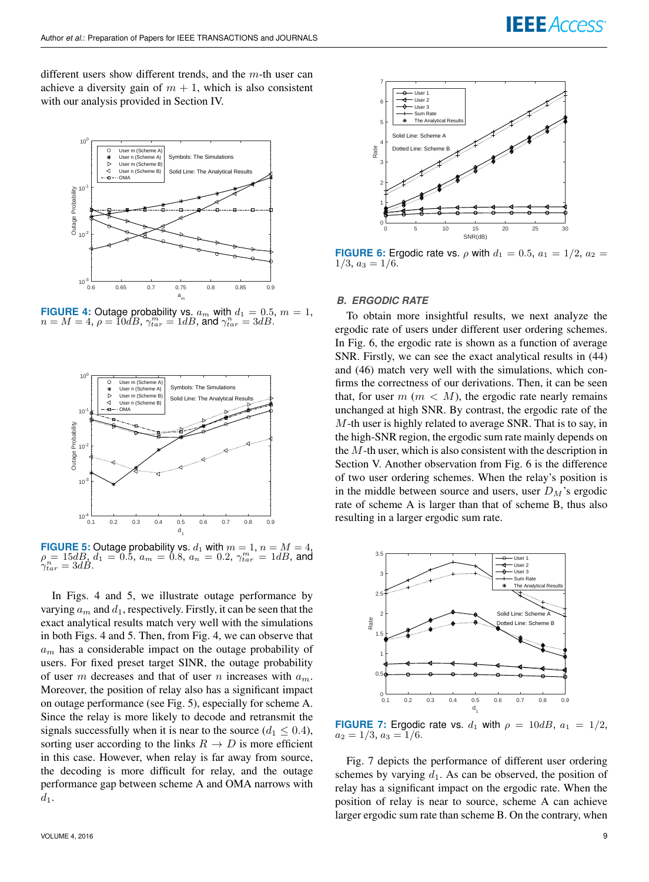different users show different trends, and the $m$-th user can achieve a diversity gain of $m+1$, which is also consistent with our analysis provided in Section IV.

FIGURE 4: Outage probability vs. $a_m$ with $d_1 = 0.5$, $m = 1$, $n = M = 4$, $\rho = 10dB$, $\gamma_{tar}^m = 1dB$, and $\gamma_{tar}^n = 3dB$.

FIGURE 5: Outage probability vs. $d_1$ with $m = 1$, $n = M = 4$, $\rho = 15dB$, $d_1 = 0.5$, $a_m = 0.8$, $a_n = 0.2$, $\gamma_{tar}^m = 1dB$, and $\gamma_{tar}^n = 3dB$.

In Figs. 4 and 5, we illustrate outage performance by varying $a_m$ and $d_1$, respectively. Firstly, it can be seen that the exact analytical results match very well with the simulations in both Figs. 4 and 5. Then, from Fig. 4, we can observe that $a_m$ has a considerable impact on the outage probability of users. For fixed preset target SINR, the outage probability of user $m$ decreases and that of user $n$ increases with $a_m$. Moreover, the position of relay also has a significant impact on outage performance (see Fig. 5), especially for scheme A. Since the relay is more likely to decode and retransmit the signals successfully when it is near to the source ($d_1 \leq 0.4$), sorting user according to the links $R \to D$ is more efficient in this case. However, when relay is far away from source, the decoding is more difficult for relay, and the outage performance gap between scheme A and OMA narrows with $d_1$.

FIGURE 6: Ergodic rate vs. $\rho$ with $d_1 = 0.5$, $a_1 = 1/2$, $a_2 = 1/3$, $a_3 = 1/6$.

### B. ERGODIC RATE

To obtain more insightful results, we next analyze the ergodic rate of users under different user ordering schemes. In Fig. 6, the ergodic rate is shown as a function of average SNR. Firstly, we can see the exact analytical results in (44) and (46) match very well with the simulations, which confirms the correctness of our derivations. Then, it can be seen that, for user $m$ ($m < M$), the ergodic rate nearly remains unchanged at high SNR. By contrast, the ergodic rate of the $M$-th user is highly related to average SNR. That is to say, in the high-SNR region, the ergodic sum rate mainly depends on the $M$-th user, which is also consistent with the description in Section V. Another observation from Fig. 6 is the difference of two user ordering schemes. When the relay's position is in the middle between source and users, user $D_M$'s ergodic rate of scheme A is larger than that of scheme B, thus also resulting in a larger ergodic sum rate.

FIGURE 7: Ergodic rate vs. $d_1$ with $\rho = 10dB$, $a_1 = 1/2$, $a_2 = 1/3$, $a_3 = 1/6$.

Fig. 7 depicts the performance of different user ordering schemes by varying $d_1$. As can be observed, the position of relay has a significant impact on the ergodic rate. When the position of relay is near to source, scheme A can achieve larger ergodic sum rate than scheme B. On the contrary, when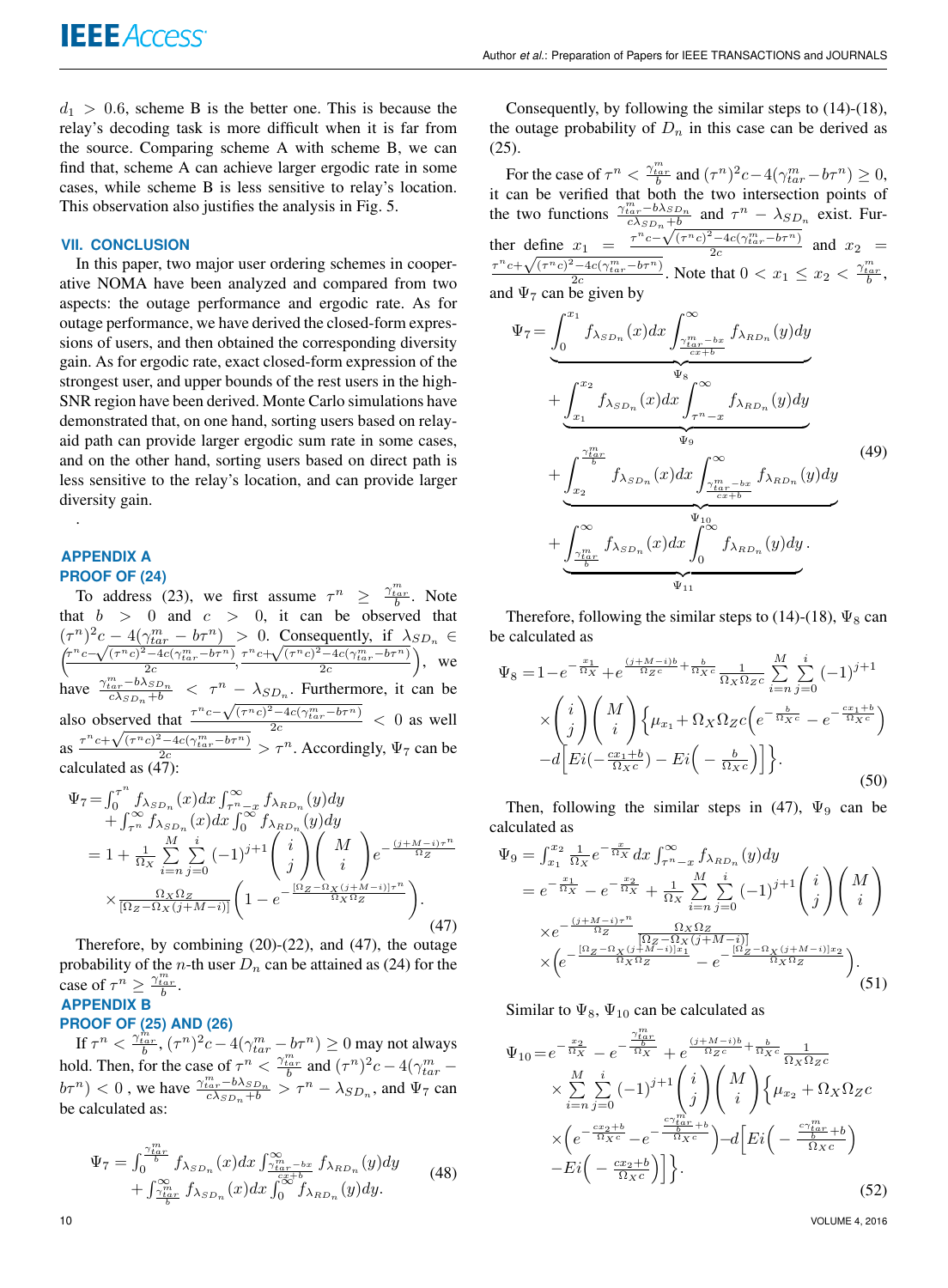$d_1 > 0.6$, scheme B is the better one. This is because the relay's decoding task is more difficult when it is far from the source. Comparing scheme A with scheme B, we can find that, scheme A can achieve larger ergodic rate in some cases, while scheme B is less sensitive to relay's location. This observation also justifies the analysis in Fig. 5.

## VII. CONCLUSION

In this paper, two major user ordering schemes in cooperative NOMA have been analyzed and compared from two aspects: the outage performance and ergodic rate. As for outage performance, we have derived the closed-form expressions of the outage probabilities, and then obtained the corresponding diversity gain. As for ergodic rate, exact closed-form expression of the strongest user, and upper bounds of the rest users in the high-SNR region have been derived. Monte Carlo simulations have demonstrated that, on one hand, sorting users based on relay-aid path can provide larger ergodic sum rate in some cases, and on the other hand, sorting users based on direct path is less sensitive to the relay's location, and can provide larger diversity gain.

.

## APPENDIX A
## PROOF OF (24)

To address (23), we first assume $\tau^n \geq \frac{\gamma_{tar}^m}{b}$. Note that $b > 0$ and $c > 0$, it can be observed that $(\tau^n)^2 c - 4(\gamma_{tar}^m - b\tau^n) > 0$. Consequently, if $\lambda_{SD_n} \in \left(\frac{\tau^n c - \sqrt{(\tau^n c)^2 - 4c(\gamma_{tar}^m - b\tau^n)}}{2c}, \frac{\tau^n c + \sqrt{(\tau^n c)^2 - 4c(\gamma_{tar}^m - b\tau^n)}}{2c}\right)$, we have $\frac{\gamma_{tar}^m - b\lambda_{SD_n}}{c\lambda_{SD_n}+b} < \tau^n - \lambda_{SD_n}$. Furthermore, it can be also observed that $\frac{\tau^n c - \sqrt{(\tau^n c)^2 - 4c(\gamma_{tar}^m - b\tau^n)}}{2c} < 0$ as well as $\frac{\tau^n c + \sqrt{(\tau^n c)^2 - 4c(\gamma_{tar}^m - b\tau^n)}}{2c} > \tau^n$. Accordingly, $\Psi_7$ can be calculated as (47):

$$
\begin{aligned}
\Psi_7 =& \int_0^{\tau^n} f_{\lambda_{SD_n}}(x)dx \int_{\tau^n - x}^{\infty} f_{\lambda_{RD_n}}(y)dy \\
&+ \int_{\tau^n}^{\infty} f_{\lambda_{SD_n}}(x)dx \int_0^{\infty} f_{\lambda_{RD_n}}(y)dy \\
=& 1 + \frac{1}{\Omega_X} \sum_{i=n}^{M} \sum_{j=0}^{i} (-1)^{j+1} \binom{i}{j} \binom{M}{i} e^{-\frac{(j+M-i)\tau^n}{\Omega_Z}} \\
&\times \frac{\Omega_X \Omega_Z}{[\Omega_Z - \Omega_X(j+M-i)]} \left(1 - e^{-\frac{[\Omega_Z - \Omega_X(j+M-i)]\tau^n}{\Omega_X \Omega_Z}}\right).
\end{aligned} \tag{47}
$$

Therefore, by combining (20)-(22), and (47), the outage probability of the $n$-th user $D_n$ can be attained as (24) for the case of $\tau^n \geq \frac{\gamma_{tar}^m}{b}$.

## APPENDIX B
## PROOF OF (25) AND (26)

If $\tau^n < \frac{\gamma_{tar}^m}{b}$, $(\tau^n)^2 c - 4(\gamma_{tar}^m - b\tau^n) \geq 0$ may not always hold. Then, for the case of $\tau^n < \frac{\gamma_{tar}^m}{b}$ and $(\tau^n)^2 c - 4(\gamma_{tar}^m - b\tau^n) < 0$, we have $\frac{\gamma_{tar}^m - b\lambda_{SD_n}}{c\lambda_{SD_n}+b} > \tau^n - \lambda_{SD_n}$, and $\Psi_7$ can be calculated as:

$$
\begin{aligned}
\Psi_7 =& \int_0^{\frac{\gamma_{tar}^m}{b}} f_{\lambda_{SD_n}}(x)dx \int_{\frac{\gamma_{tar}^m - bx}{cx+b}}^{\infty} f_{\lambda_{RD_n}}(y)dy \\
&+ \int_{\frac{\gamma_{tar}^m}{b}}^{\infty} f_{\lambda_{SD_n}}(x)dx \int_0^{\infty} f_{\lambda_{RD_n}}(y)dy.
\end{aligned} \tag{48}
$$

Consequently, by following the similar steps to (14)-(18), the outage probability of $D_n$ in this case can be derived as (25).

For the case of $\tau^n < \frac{\gamma_{tar}^m}{b}$ and $(\tau^n)^2 c - 4(\gamma_{tar}^m - b\tau^n) \geq 0$, it can be verified that both the two intersection points of the two functions $\frac{\gamma_{tar}^m - b\lambda_{SD_n}}{c\lambda_{SD_n}+b}$ and $\tau^n - \lambda_{SD_n}$ exist. Further define $x_1 = \frac{\tau^n c - \sqrt{(\tau^n c)^2 - 4c(\gamma_{tar}^m - b\tau^n)}}{2c}$ and $x_2 = \frac{\tau^n c + \sqrt{(\tau^n c)^2 - 4c(\gamma_{tar}^m - b\tau^n)}}{2c}$. Note that $0 < x_1 \leq x_2 < \frac{\gamma_{tar}^m}{b}$, and $\Psi_7$ can be given by

$$
\begin{aligned}
\Psi_7 =& \underbrace{\int_0^{x_1} f_{\lambda_{SD_n}}(x)dx \int_{\frac{\gamma_{tar}^m - bx}{cx+b}}^{\infty} f_{\lambda_{RD_n}}(y)dy}_{\Psi_8} \\
&+ \underbrace{\int_{x_1}^{x_2} f_{\lambda_{SD_n}}(x)dx \int_{\tau^n - x}^{\infty} f_{\lambda_{RD_n}}(y)dy}_{\Psi_9} \\
&+ \underbrace{\int_{x_2}^{\frac{\gamma_{tar}^m}{b}} f_{\lambda_{SD_n}}(x)dx \int_{\frac{\gamma_{tar}^m - bx}{cx+b}}^{\infty} f_{\lambda_{RD_n}}(y)dy}_{\Psi_{10}} \\
&+ \underbrace{\int_{\frac{\gamma_{tar}^m}{b}}^{\infty} f_{\lambda_{SD_n}}(x)dx \int_0^{\infty} f_{\lambda_{RD_n}}(y)dy}_{\Psi_{11}}.
\end{aligned} \tag{49}
$$

Therefore, following the similar steps to (14)-(18), $\Psi_8$ can be calculated as

$$
\begin{aligned}
\Psi_8 =& 1 - e^{-\frac{x_1}{\Omega_X}} + e^{\frac{(j+M-i)b}{\Omega_Z c} + \frac{b}{\Omega_X c}} \frac{1}{\Omega_X \Omega_Z c} \sum_{i=n}^{M} \sum_{j=0}^{i} (-1)^{j+1} \\
&\times \binom{i}{j} \binom{M}{i} \Big\{ \mu_{x_1} + \Omega_X \Omega_Z c \Big( e^{-\frac{b}{\Omega_X c}} - e^{-\frac{cx_1 + b}{\Omega_X c}} \Big) \\
&- d\Big[ Ei\big(-\tfrac{cx_1+b}{\Omega_X c}\big) - Ei\big(-\tfrac{b}{\Omega_X c}\big) \Big] \Big\}.
\end{aligned} \tag{50}
$$

Then, following the similar steps in (47), $\Psi_9$ can be calculated as

$$
\begin{aligned}
\Psi_9 =& \int_{x_1}^{x_2} \frac{1}{\Omega_X} e^{-\frac{x}{\Omega_X}} dx \int_{\tau^n - x}^{\infty} f_{\lambda_{RD_n}}(y)dy \\
=& e^{-\frac{x_1}{\Omega_X}} - e^{-\frac{x_2}{\Omega_X}} + \frac{1}{\Omega_X} \sum_{i=n}^{M} \sum_{j=0}^{i} (-1)^{j+1} \binom{i}{j} \binom{M}{i} \\
&\times e^{-\frac{(j+M-i)\tau^n}{\Omega_Z}} \frac{\Omega_X \Omega_Z}{[\Omega_Z - \Omega_X(j+M-i)]} \\
&\times \Big( e^{-\frac{[\Omega_Z - \Omega_X(j+M-i)]x_1}{\Omega_X \Omega_Z}} - e^{-\frac{[\Omega_Z - \Omega_X(j+M-i)]x_2}{\Omega_X \Omega_Z}} \Big).
\end{aligned} \tag{51}
$$

Similar to $\Psi_8$, $\Psi_{10}$ can be calculated as

$$
\begin{aligned}
\Psi_{10} =& e^{-\frac{x_2}{\Omega_X}} - e^{-\frac{\frac{\gamma_{tar}^m}{b}}{\Omega_X}} + e^{\frac{(j+M-i)b}{\Omega_Z c} + \frac{b}{\Omega_X c}} \frac{1}{\Omega_X \Omega_Z c} \\
&\times \sum_{i=n}^{M} \sum_{j=0}^{i} (-1)^{j+1} \binom{i}{j} \binom{M}{i} \Big\{ \mu_{x_2} + \Omega_X \Omega_Z c \\
&\times \Big( e^{-\frac{cx_2 + b}{\Omega_X c}} - e^{-\frac{\frac{c\gamma_{tar}^m}{b} + b}{\Omega_X c}} \Big) - d\Big[ Ei\Big(-\frac{\frac{c\gamma_{tar}^m}{b} + b}{\Omega_X c}\Big) \\
&- Ei\Big(-\frac{cx_2 + b}{\Omega_X c}\Big) \Big] \Big\}.
\end{aligned} \tag{52}
$$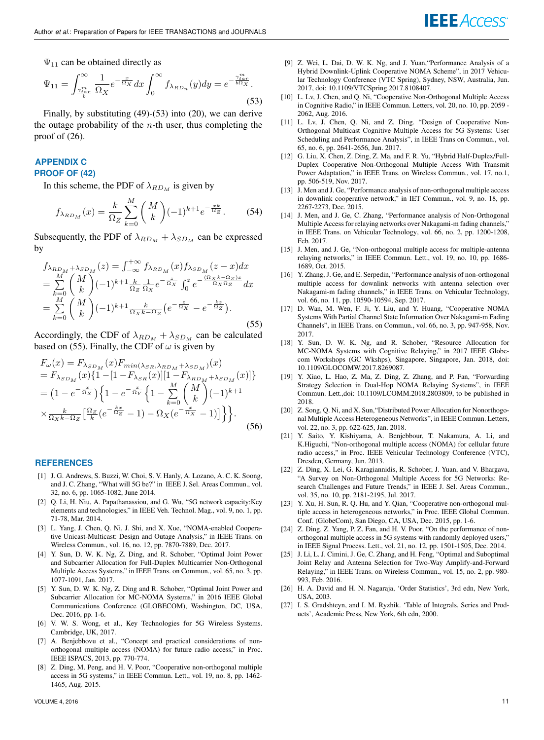$\Psi_{11}$ can be obtained directly as

$$\Psi_{11} = \int_{\frac{\gamma_{tar}^m}{b}}^{\infty} \frac{1}{\Omega_X} e^{-\frac{x}{\Omega_X}} dx \int_0^{\infty} f_{\lambda_{RD_n}}(y) dy = e^{-\frac{\gamma_{tar}^m}{b\Omega_X}}. \tag{53}$$

Finally, by substituting (49)-(53) into (20), we can derive the outage probability of the $n$-th user, thus completing the proof of (26).

## APPENDIX C PROOF OF (42)

In this scheme, the PDF of $\lambda_{RD_M}$ is given by

$$f_{\lambda_{RD_M}}(x) = \frac{k}{\Omega_Z} \sum_{k=0}^{M} \binom{M}{k} (-1)^{k+1} e^{-\frac{xk}{\Omega_Z}}. \tag{54}$$

Subsequently, the PDF of $\lambda_{RD_M} + \lambda_{SD_M}$ can be expressed by

$$\begin{aligned}
&f_{\lambda_{RD_M}+\lambda_{SD_M}}(z) = \int_{-\infty}^{+\infty} f_{\lambda_{RD_M}}(x) f_{\lambda_{SD_M}}(z-x) dx \\
&= \sum_{k=0}^{M} \binom{M}{k} (-1)^{k+1} \frac{k}{\Omega_Z} \frac{1}{\Omega_X} e^{-\frac{z}{\Omega_X}} \int_0^z e^{-\frac{(\Omega_X k - \Omega_Z)x}{\Omega_X \Omega_Z}} dx \\
&= \sum_{k=0}^{M} \binom{M}{k} (-1)^{k+1} \frac{k}{\Omega_X k - \Omega_Z} \left(e^{-\frac{z}{\Omega_X}} - e^{-\frac{kz}{\Omega_Z}}\right).
\end{aligned} \tag{55}$$

Accordingly, the CDF of $\lambda_{RD_M} + \lambda_{SD_M}$ can be calculated based on (55). Finally, the CDF of $\omega$ is given by

$$\begin{aligned}
&F_\omega(x) = F_{\lambda_{SD_M}}(x) F_{min(\lambda_{SR}, \lambda_{RD_M}+\lambda_{SD_M})}(x) \\
&= F_{\lambda_{SD_M}}(x)\{1 - [1 - F_{\lambda_{SR}}(x)][1 - F_{\lambda_{RD_M}+\lambda_{SD_M}}(x)]\} \\
&= \left(1 - e^{-\frac{x}{\Omega_X}}\right)\Bigg\{1 - e^{-\frac{x}{\Omega_Y}}\Bigg\{1 - \sum_{k=0}^{M} \binom{M}{k} (-1)^{k+1} \\
&\times \frac{k}{\Omega_X k - \Omega_Z}\left[\frac{\Omega_Z}{k}\left(e^{-\frac{kx}{\Omega_Z}} - 1\right) - \Omega_X\left(e^{-\frac{x}{\Omega_X}} - 1\right)\right]\Bigg\}\Bigg\}.
\end{aligned} \tag{56}$$

## REFERENCES

[1] J. G. Andrews, S. Buzzi, W. Choi, S. V. Hanly, A. Lozano, A. C. K. Soong, and J. C. Zhang, "What will 5G be?" in IEEE J. Sel. Areas Commun., vol. 32, no. 6, pp. 1065-1082, June 2014.

[2] Q. Li, H. Niu, A. Papathanassiou, and G. Wu, "5G network capacity:Key elements and technologies," in IEEE Veh. Technol. Mag., vol. 9, no. 1, pp. 71-78, Mar. 2014.

[3] L. Yang, J. Chen, Q. Ni, J. Shi, and X. Xue, "NOMA-enabled Cooperative Unicast-Multicast: Design and Outage Analysis," in IEEE Trans. on Wireless Commun., vol. 16, no. 12, pp. 7870-7889, Dec. 2017.

[4] Y. Sun, D. W. K. Ng, Z. Ding, and R. Schober, "Optimal Joint Power and Subcarrier Allocation for Full-Duplex Multicarrier Non-Orthogonal Multiple Access Systems," in IEEE Trans. on Commun., vol. 65, no. 3, pp. 1077-1091, Jan. 2017.

[5] Y. Sun, D. W. K. Ng, Z. Ding and R. Schober, "Optimal Joint Power and Subcarrier Allocation for MC-NOMA Systems," in 2016 IEEE Global Communications Conference (GLOBECOM), Washington, DC, USA, Dec. 2016, pp. 1-6.

[6] V. W. S. Wong, et al., Key Technologies for 5G Wireless Systems. Cambridge, UK, 2017.

[7] A. Benjebbovu et al., "Concept and practical considerations of non-orthogonal multiple access (NOMA) for future radio access," in Proc. IEEE ISPACS, 2013, pp. 770-774.

[8] Z. Ding, M. Peng, and H. V. Poor, "Cooperative non-orthogonal multiple access in 5G systems," in IEEE Commun. Lett., vol. 19, no. 8, pp. 1462-1465, Aug. 2015.

[9] Z. Wei, L. Dai, D. W. K. Ng, and J. Yuan,"Performance Analysis of a Hybrid Downlink-Uplink Cooperative NOMA Scheme", in 2017 IEEE Vehicular Technology Conference (VTC Spring), Sydney, NSW, Australia, Jun. 2017, doi: 10.1109/VTCSpring.2017.8108407.

[10] L. Lv, J. Chen, and Q. Ni, "Cooperative Non-Orthogonal Multiple Access in Cognitive Radio," in IEEE Commun. Letters, vol. 20, no. 10, pp. 2059 - 2062, Aug. 2016.

[11] L. Lv, J. Chen, Q. Ni, and Z. Ding. "Design of Cooperative Non-Orthogonal Multicast Cognitive Multiple Access for 5G Systems: User Scheduling and Performance Analysis", in IEEE Trans on Commun., vol. 65, no. 6, pp. 2641-2656, Jun. 2017.

[12] G. Liu, X. Chen, Z. Ding, Z. Ma, and F. R. Yu, "Hybrid Half-Duplex/Full-Duplex Cooperative Non-Orthogonal Multiple Access With Transmit Power Adaptation," in IEEE Trans. on Wireless Commun., vol. 17, no.1, pp. 506-519, Nov. 2017.

[13] J. Men and J. Ge, "Performance analysis of non-orthogonal multiple access in downlink cooperative network," in IET Commun., vol. 9, no. 18, pp. 2267-2273, Dec. 2015.

[14] J. Men, and J. Ge, C. Zhang, "Performance analysis of Non-Orthogonal Multiple Access for relaying networks over Nakagami-m fading channels," in IEEE Trans. on Vehicular Technology, vol. 66, no. 2, pp. 1200-1208, Feb. 2017.

[15] J. Men, and J. Ge, "Non-orthogonal multiple access for multiple-antenna relaying networks," in IEEE Commun. Lett., vol. 19, no. 10, pp. 1686-1689, Oct. 2015.

[16] Y. Zhang, J. Ge, and E. Serpedin, "Performance analysis of non-orthogonal multiple access for downlink networks with antenna selection over Nakagami-m fading channels," in IEEE Trans. on Vehicular Technology, vol. 66, no. 11, pp. 10590-10594, Sep. 2017.

[17] D. Wan, M. Wen, F. Ji, Y. Liu, and Y. Huang, "Cooperative NOMA Systems With Partial Channel State Information Over Nakagami-m Fading Channels", in IEEE Trans. on Commun., vol. 66, no. 3, pp. 947-958, Nov. 2017.

[18] Y. Sun, D. W. K. Ng, and R. Schober, "Resource Allocation for MC-NOMA Systems with Cognitive Relaying," in 2017 IEEE Globecom Workshops (GC Wkshps), Singapore, Singapore, Jan. 2018, doi: 10.1109/GLOCOMW.2017.8269087.

[19] Y. Xiao, L. Hao, Z. Ma, Z. Ding, Z. Zhang, and P. Fan, "Forwarding Strategy Selection in Dual-Hop NOMA Relaying Systems", in IEEE Commun. Lett.,doi: 10.1109/LCOMM.2018.2803809, to be published in 2018.

[20] Z. Song, Q. Ni, and X. Sun,"Distributed Power Allocation for Nonorthogonal Multiple Access Heterogeneous Networks", in IEEE Commun. Letters, vol. 22, no. 3, pp. 622-625, Jan. 2018.

[21] Y. Saito, Y. Kishiyama, A. Benjebbour, T. Nakamura, A. Li, and K.Higuchi, "Non-orthogonal multiple access (NOMA) for cellular future radio access," in Proc. IEEE Vehicular Technology Conference (VTC), Dresden, Germany, Jun. 2013.

[22] Z. Ding, X. Lei, G. Karagiannidis, R. Schober, J. Yuan, and V. Bhargava, "A Survey on Non-Orthogonal Multiple Access for 5G Networks: Research Challenges and Future Trends," in IEEE J. Sel. Areas Commun., vol. 35, no. 10, pp. 2181-2195, Jul. 2017.

[23] Y. Xu, H. Sun, R. Q. Hu, and Y. Qian, "Cooperative non-orthogonal multiple access in heterogeneous networks," in Proc. IEEE Global Commun. Conf. (GlobeCom), San Diego, CA, USA, Dec. 2015, pp. 1-6.

[24] Z. Ding, Z. Yang, P. Z. Fan, and H. V. Poor, "On the performance of non-orthogonal multiple access in 5G systems with randomly deployed users," in IEEE Signal Process. Lett., vol. 21, no. 12, pp. 1501-1505, Dec. 2014.

[25] J. Li, L. J. Cimini, J. Ge, C. Zhang, and H. Feng, "Optimal and Suboptimal Joint Relay and Antenna Selection for Two-Way Amplify-and-Forward Relaying," in IEEE Trans. on Wireless Commun., vol. 15, no. 2, pp. 980-993, Feb. 2016.

[26] H. A. David and H. N. Nagaraja, 'Order Statistics', 3rd edn, New York, USA, 2003.

[27] I. S. Gradshteyn, and I. M. Ryzhik. 'Table of Integrals, Series and Products', Academic Press, New York, 6th edn, 2000.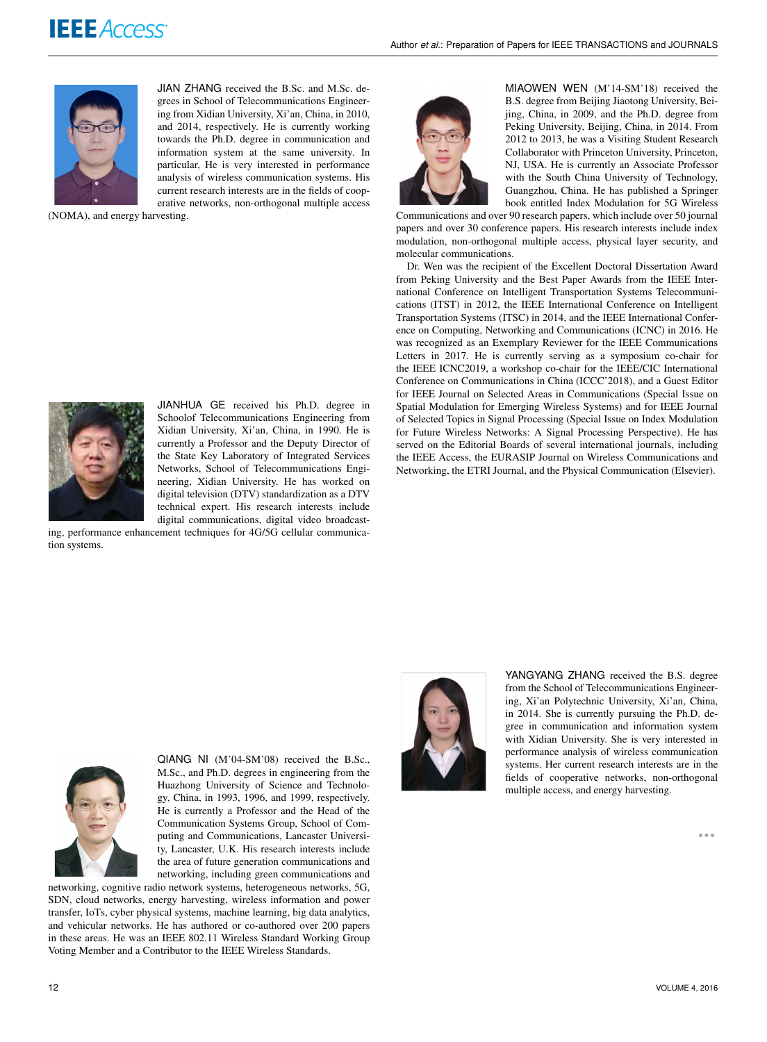JIAN ZHANG received the B.Sc. and M.Sc. degrees in School of Telecommunications Engineering from Xidian University, Xi'an, China, in 2010, and 2014, respectively. He is currently working towards the Ph.D. degree in communication and information system at the same university. In particular, He is very interested in performance analysis of wireless communication systems. His current research interests are in the fields of cooperative networks, non-orthogonal multiple access (NOMA), and energy harvesting.

JIANHUA GE received his Ph.D. degree in Schoolof Telecommunications Engineering from Xidian University, Xi'an, China, in 1990. He is currently a Professor and the Deputy Director of the State Key Laboratory of Integrated Services Networks, School of Telecommunications Engineering, Xidian University. He has worked on digital television (DTV) standardization as a DTV technical expert. His research interests include digital communications, digital video broadcasting, performance enhancement techniques for 4G/5G cellular communication systems.

QIANG NI (M'04-SM'08) received the B.Sc., M.Sc., and Ph.D. degrees in engineering from the Huazhong University of Science and Technology, China, in 1993, 1996, and 1999, respectively. He is currently a Professor and the Head of the Communication Systems Group, School of Computing and Communications, Lancaster University, Lancaster, U.K. His research interests include the area of future generation communications and networking, including green communications and networking, cognitive radio network systems, heterogeneous networks, 5G, SDN, cloud networks, energy harvesting, wireless information and power transfer, IoTs, cyber physical systems, machine learning, big data analytics, and vehicular networks. He has authored or co-authored over 200 papers in these areas. He was an IEEE 802.11 Wireless Standard Working Group Voting Member and a Contributor to the IEEE Wireless Standards.

MIAOWEN WEN (M'14-SM'18) received the B.S. degree from Beijing Jiaotong University, Beijing, China, in 2009, and the Ph.D. degree from Peking University, Beijing, China, in 2014. From 2012 to 2013, he was a Visiting Student Research Collaborator with Princeton University, Princeton, NJ, USA. He is currently an Associate Professor with the South China University of Technology, Guangzhou, China. He has published a Springer book entitled Index Modulation for 5G Wireless Communications and over 90 research papers, which include over 50 journal papers and over 30 conference papers. His research interests include index modulation, non-orthogonal multiple access, physical layer security, and molecular communications.

Dr. Wen was the recipient of the Excellent Doctoral Dissertation Award from Peking University and the Best Paper Awards from the IEEE International Conference on Intelligent Transportation Systems Telecommunications (ITST) in 2012, the IEEE International Conference on Intelligent Transportation Systems (ITSC) in 2014, and the IEEE International Conference on Computing, Networking and Communications (ICNC) in 2016. He was recognized as an Exemplary Reviewer for the IEEE Communications Letters in 2017. He is currently serving as a symposium co-chair for the IEEE ICNC2019, a workshop co-chair for the IEEE/CIC International Conference on Communications in China (ICCC'2018), and a Guest Editor for IEEE Journal on Selected Areas in Communications (Special Issue on Spatial Modulation for Emerging Wireless Systems) and for IEEE Journal of Selected Topics in Signal Processing (Special Issue on Index Modulation for Future Wireless Networks: A Signal Processing Perspective). He has served on the Editorial Boards of several international journals, including the IEEE Access, the EURASIP Journal on Wireless Communications and Networking, the ETRI Journal, and the Physical Communication (Elsevier).

YANGYANG ZHANG received the B.S. degree from the School of Telecommunications Engineering, Xi'an Polytechnic University, Xi'an, China, in 2014. She is currently pursuing the Ph.D. degree in communication and information system with Xidian University. She is very interested in performance analysis of wireless communication systems. Her current research interests are in the fields of cooperative networks, non-orthogonal multiple access, and energy harvesting.